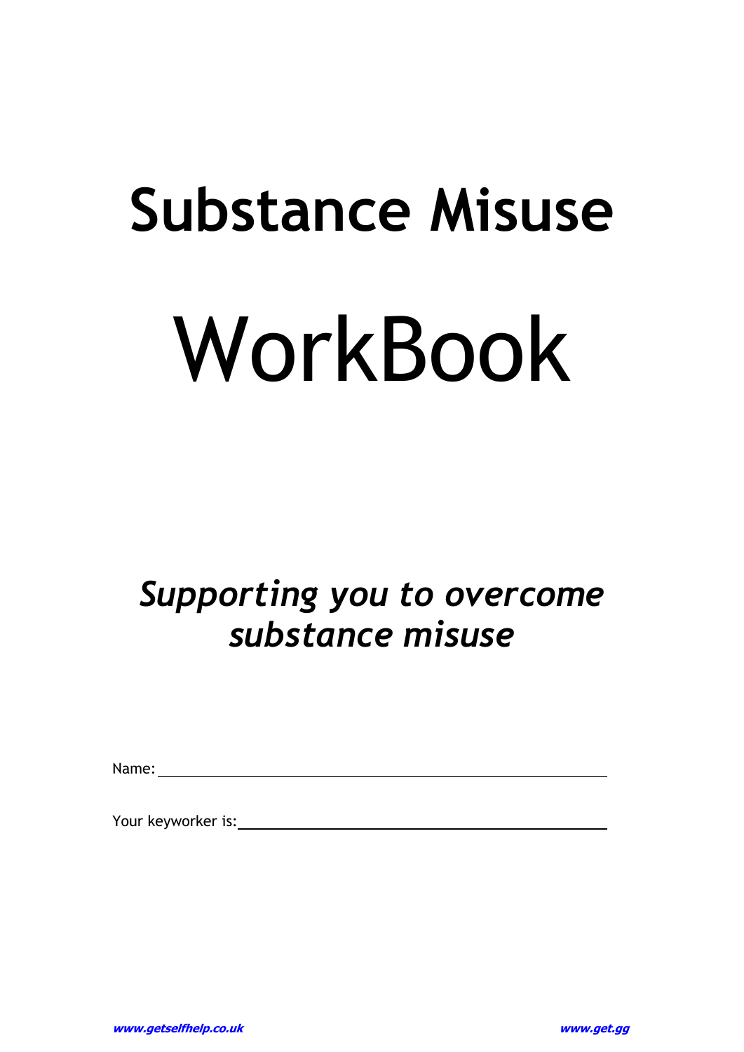# Substance Misuse

# WorkBook

***Supporting you to overcome substance misuse***

Name: ____________________________________________

Your keyworker is: ________________________________

***www.getselfhelp.co.uk*** ***www.get.gg***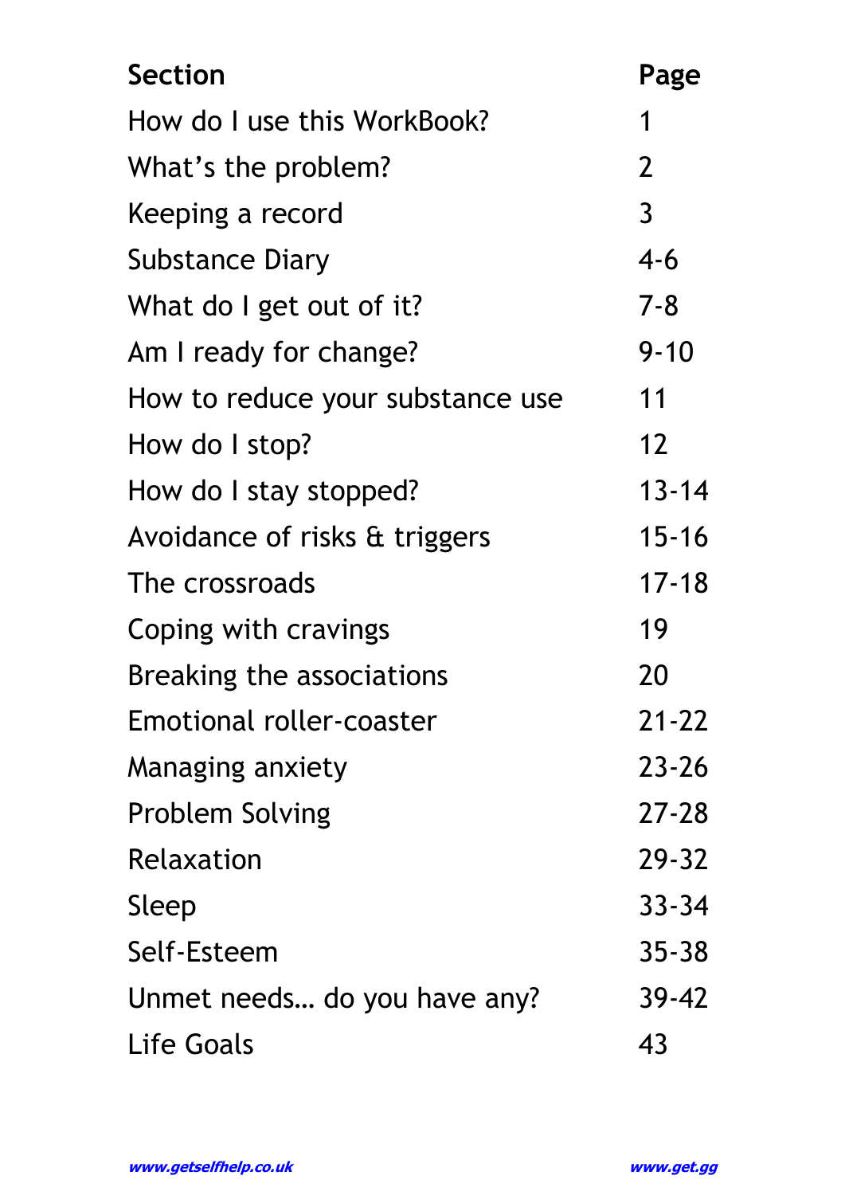| **Section** | **Page** |
| --- | --- |
| How do I use this WorkBook? | 1 |
| What's the problem? | 2 |
| Keeping a record | 3 |
| Substance Diary | 4-6 |
| What do I get out of it? | 7-8 |
| Am I ready for change? | 9-10 |
| How to reduce your substance use | 11 |
| How do I stop? | 12 |
| How do I stay stopped? | 13-14 |
| Avoidance of risks & triggers | 15-16 |
| The crossroads | 17-18 |
| Coping with cravings | 19 |
| Breaking the associations | 20 |
| Emotional roller-coaster | 21-22 |
| Managing anxiety | 23-26 |
| Problem Solving | 27-28 |
| Relaxation | 29-32 |
| Sleep | 33-34 |
| Self-Esteem | 35-38 |
| Unmet needs… do you have any? | 39-42 |
| Life Goals | 43 |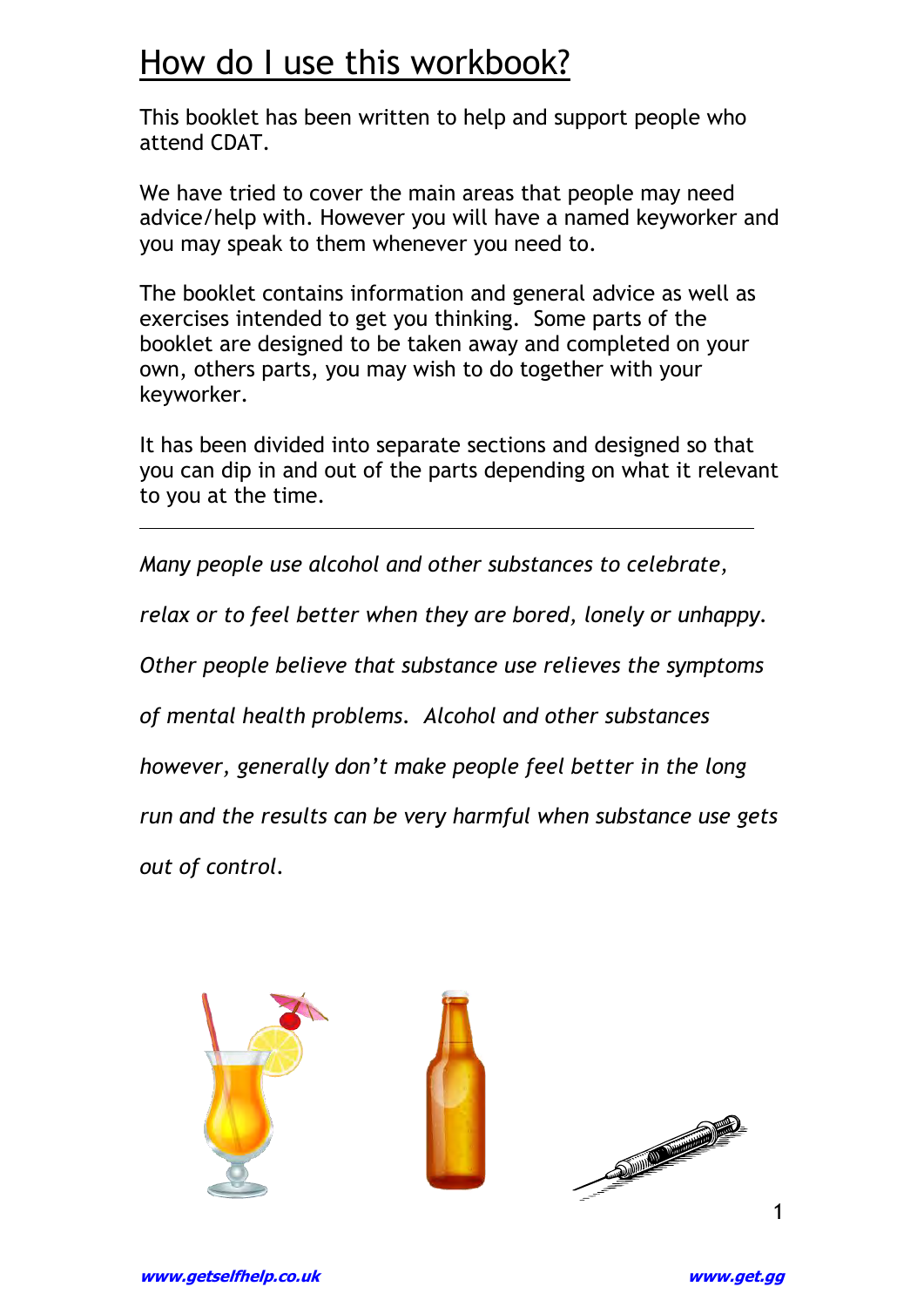# How do I use this workbook?

This booklet has been written to help and support people who attend CDAT.

We have tried to cover the main areas that people may need advice/help with. However you will have a named keyworker and you may speak to them whenever you need to.

The booklet contains information and general advice as well as exercises intended to get you thinking. Some parts of the booklet are designed to be taken away and completed on your own, others parts, you may wish to do together with your keyworker.

It has been divided into separate sections and designed so that you can dip in and out of the parts depending on what it relevant to you at the time.

---

*Many people use alcohol and other substances to celebrate, relax or to feel better when they are bored, lonely or unhappy. Other people believe that substance use relieves the symptoms of mental health problems. Alcohol and other substances however, generally don't make people feel better in the long run and the results can be very harmful when substance use gets out of control.*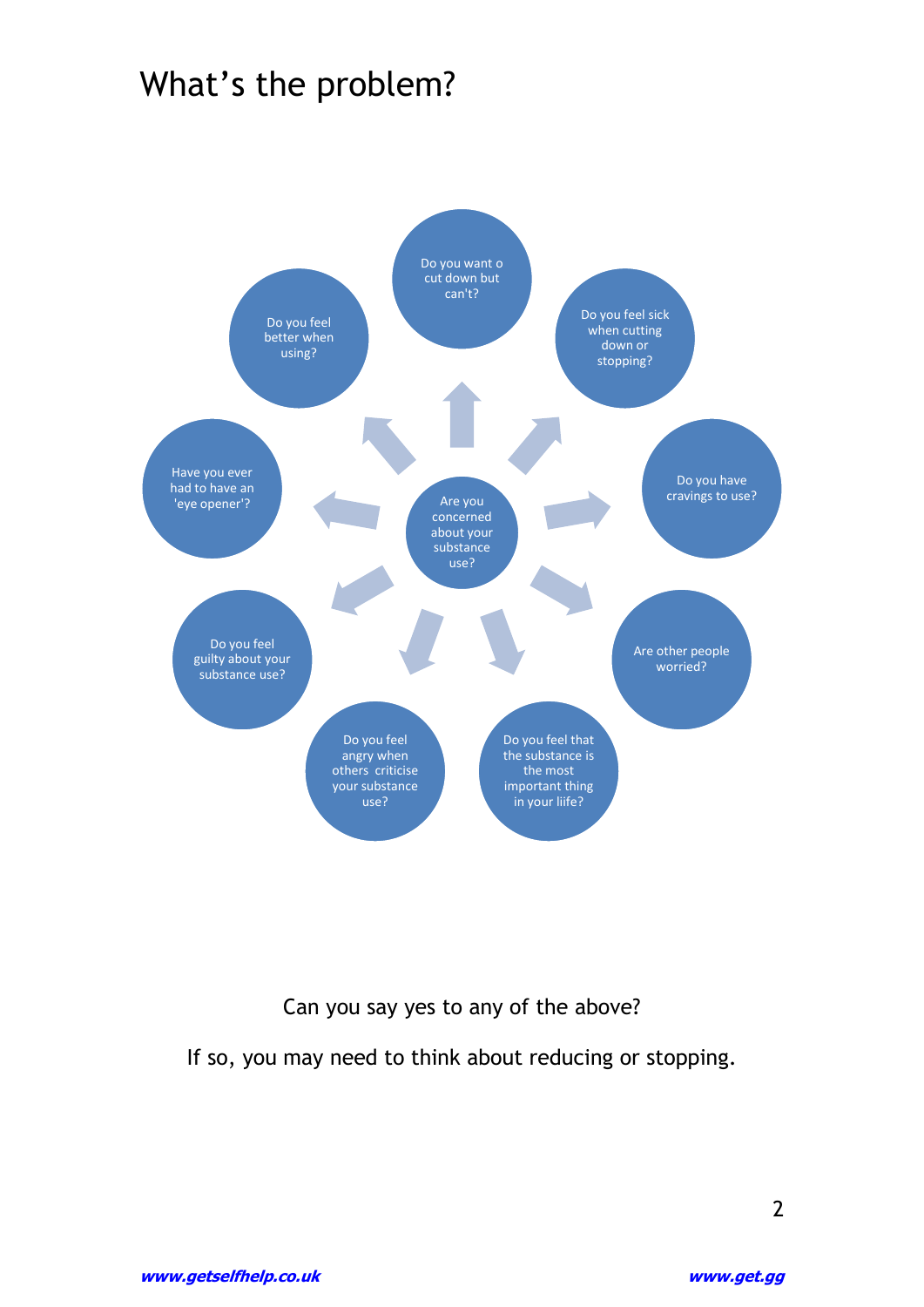# What's the problem?

- Are you concerned about your substance use?
  - Do you want o cut down but can't?
  - Do you feel sick when cutting down or stopping?
  - Do you have cravings to use?
  - Are other people worried?
  - Do you feel that the substance is the most important thing in your liife?
  - Do you feel angry when others criticise your substance use?
  - Do you feel guilty about your substance use?
  - Have you ever had to have an 'eye opener'?
  - Do you feel better when using?

Can you say yes to any of the above?

If so, you may need to think about reducing or stopping.

***www.getselfhelp.co.uk*** ***www.get.gg***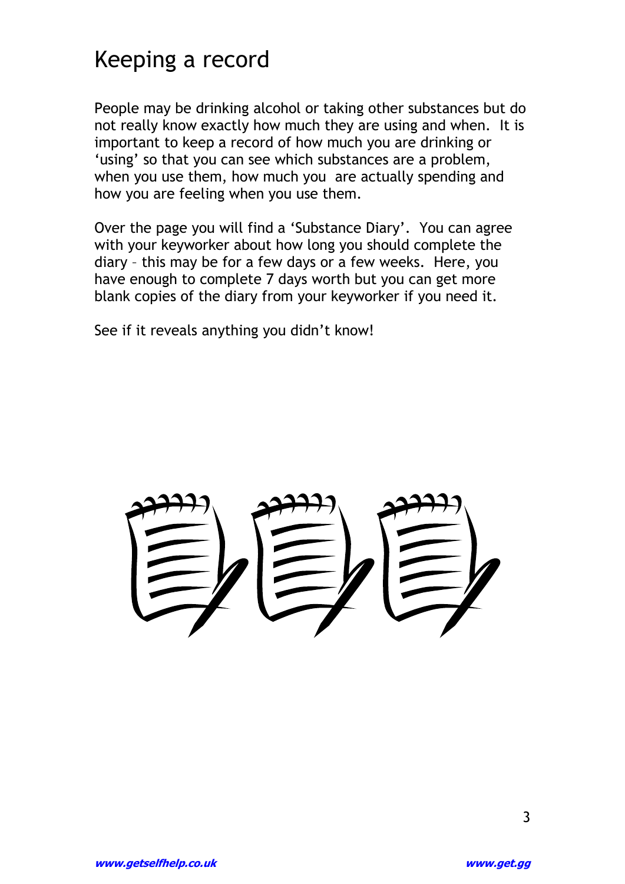# Keeping a record

People may be drinking alcohol or taking other substances but do not really know exactly how much they are using and when. It is important to keep a record of how much you are drinking or 'using' so that you can see which substances are a problem, when you use them, how much you are actually spending and how you are feeling when you use them.

Over the page you will find a 'Substance Diary'. You can agree with your keyworker about how long you should complete the diary – this may be for a few days or a few weeks. Here, you have enough to complete 7 days worth but you can get more blank copies of the diary from your keyworker if you need it.

See if it reveals anything you didn't know!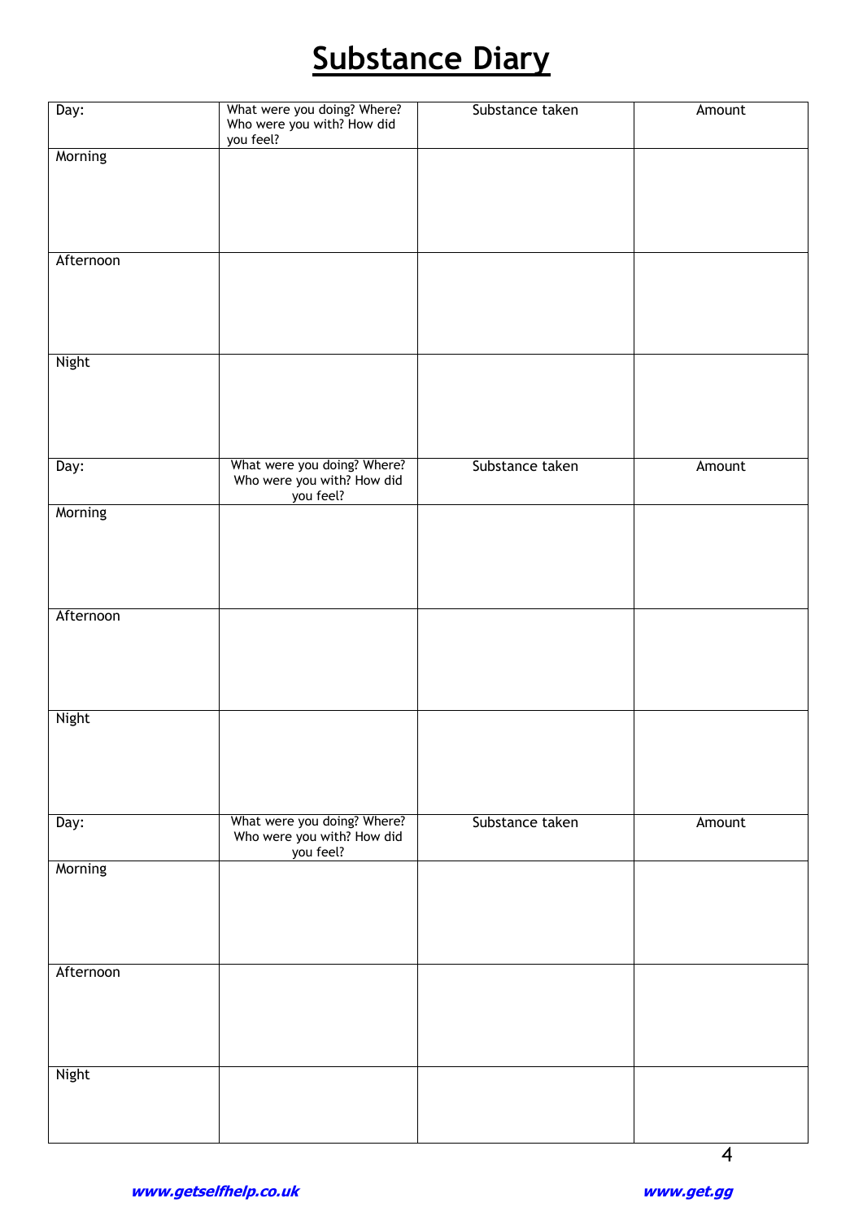# Substance Diary

| Day: | What were you doing? Where? Who were you with? How did you feel? | Substance taken | Amount |
|---|---|---|---|
| Morning | | | |
| Afternoon | | | |
| Night | | | |
| Day: | What were you doing? Where? Who were you with? How did you feel? | Substance taken | Amount |
| Morning | | | |
| Afternoon | | | |
| Night | | | |
| Day: | What were you doing? Where? Who were you with? How did you feel? | Substance taken | Amount |
| Morning | | | |
| Afternoon | | | |
| Night | | | |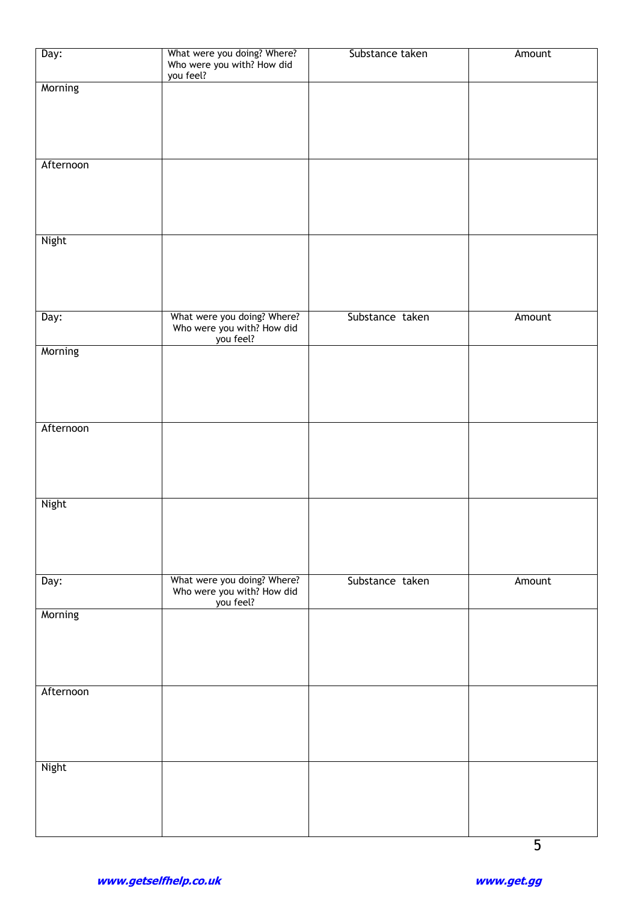| Day: | What were you doing? Where? Who were you with? How did you feel? | Substance taken | Amount |
|---|---|---|---|
| Morning | | | |
| Afternoon | | | |
| Night | | | |

| Day: | What were you doing? Where? Who were you with? How did you feel? | Substance taken | Amount |
|---|---|---|---|
| Morning | | | |
| Afternoon | | | |
| Night | | | |

| Day: | What were you doing? Where? Who were you with? How did you feel? | Substance taken | Amount |
|---|---|---|---|
| Morning | | | |
| Afternoon | | | |
| Night | | | |

***www.getselfhelp.co.uk*** ***www.get.gg***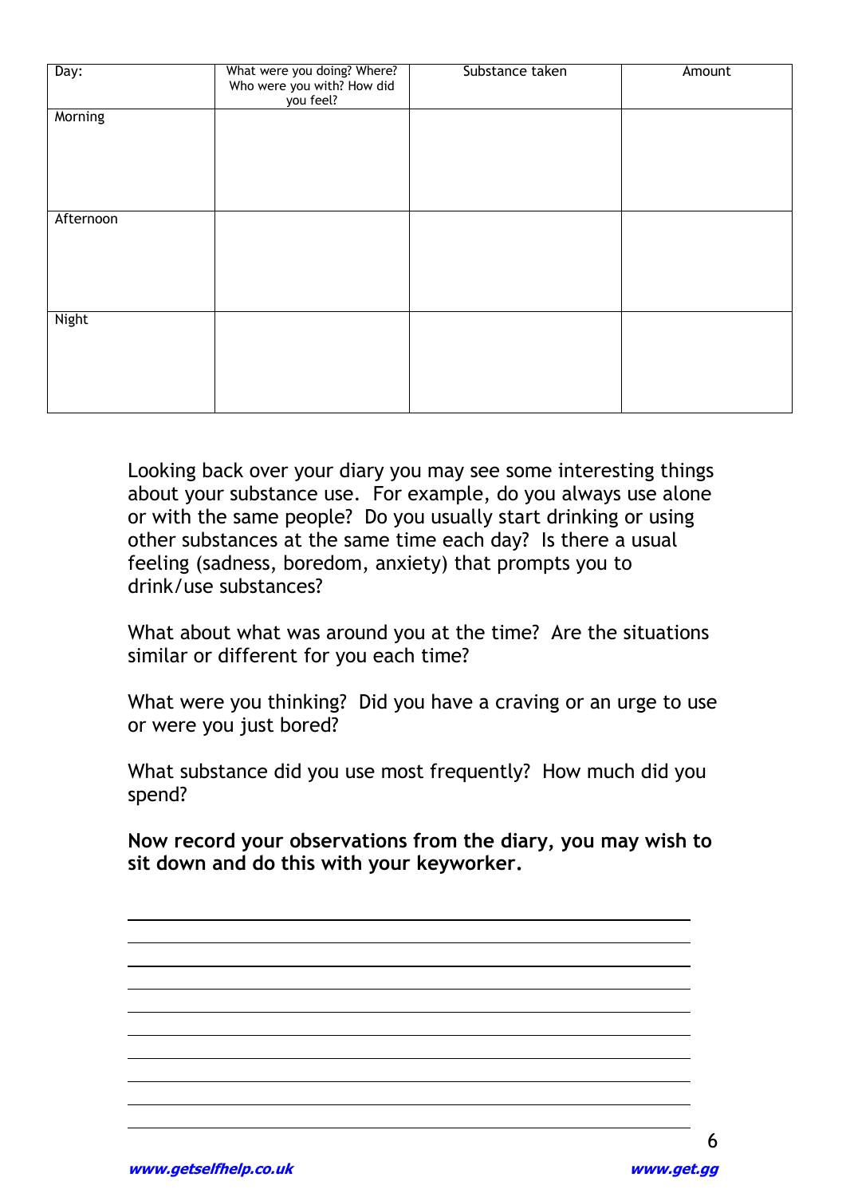| Day: | What were you doing? Where? Who were you with? How did you feel? | Substance taken | Amount |
|---|---|---|---|
| Morning | | | |
| Afternoon | | | |
| Night | | | |

Looking back over your diary you may see some interesting things about your substance use. For example, do you always use alone or with the same people? Do you usually start drinking or using other substances at the same time each day? Is there a usual feeling (sadness, boredom, anxiety) that prompts you to drink/use substances?

What about what was around you at the time? Are the situations similar or different for you each time?

What were you thinking? Did you have a craving or an urge to use or were you just bored?

What substance did you use most frequently? How much did you spend?

**Now record your observations from the diary, you may wish to sit down and do this with your keyworker.**

\_\_\_\_\_\_\_\_\_\_\_\_\_\_\_\_\_\_\_\_\_\_\_\_\_\_\_\_\_\_\_\_\_\_\_\_\_\_\_\_\_\_\_\_\_\_\_\_\_\_\_\_\_\_\_\_

\_\_\_\_\_\_\_\_\_\_\_\_\_\_\_\_\_\_\_\_\_\_\_\_\_\_\_\_\_\_\_\_\_\_\_\_\_\_\_\_\_\_\_\_\_\_\_\_\_\_\_\_\_\_\_\_

\_\_\_\_\_\_\_\_\_\_\_\_\_\_\_\_\_\_\_\_\_\_\_\_\_\_\_\_\_\_\_\_\_\_\_\_\_\_\_\_\_\_\_\_\_\_\_\_\_\_\_\_\_\_\_\_

\_\_\_\_\_\_\_\_\_\_\_\_\_\_\_\_\_\_\_\_\_\_\_\_\_\_\_\_\_\_\_\_\_\_\_\_\_\_\_\_\_\_\_\_\_\_\_\_\_\_\_\_\_\_\_\_

\_\_\_\_\_\_\_\_\_\_\_\_\_\_\_\_\_\_\_\_\_\_\_\_\_\_\_\_\_\_\_\_\_\_\_\_\_\_\_\_\_\_\_\_\_\_\_\_\_\_\_\_\_\_\_\_

\_\_\_\_\_\_\_\_\_\_\_\_\_\_\_\_\_\_\_\_\_\_\_\_\_\_\_\_\_\_\_\_\_\_\_\_\_\_\_\_\_\_\_\_\_\_\_\_\_\_\_\_\_\_\_\_

\_\_\_\_\_\_\_\_\_\_\_\_\_\_\_\_\_\_\_\_\_\_\_\_\_\_\_\_\_\_\_\_\_\_\_\_\_\_\_\_\_\_\_\_\_\_\_\_\_\_\_\_\_\_\_\_

\_\_\_\_\_\_\_\_\_\_\_\_\_\_\_\_\_\_\_\_\_\_\_\_\_\_\_\_\_\_\_\_\_\_\_\_\_\_\_\_\_\_\_\_\_\_\_\_\_\_\_\_\_\_\_\_

\_\_\_\_\_\_\_\_\_\_\_\_\_\_\_\_\_\_\_\_\_\_\_\_\_\_\_\_\_\_\_\_\_\_\_\_\_\_\_\_\_\_\_\_\_\_\_\_\_\_\_\_\_\_\_\_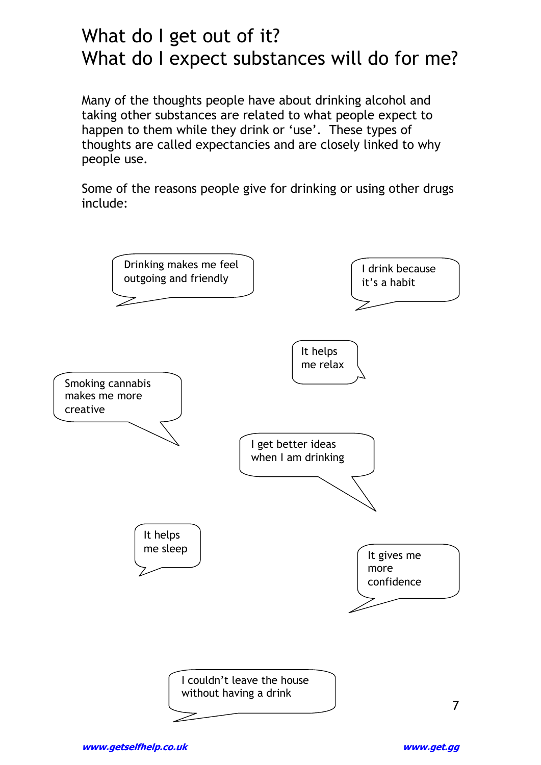# What do I get out of it?
# What do I expect substances will do for me?

Many of the thoughts people have about drinking alcohol and taking other substances are related to what people expect to happen to them while they drink or 'use'. These types of thoughts are called expectancies and are closely linked to why people use.

Some of the reasons people give for drinking or using other drugs include:

- Drinking makes me feel outgoing and friendly
- I drink because it's a habit
- It helps me relax
- Smoking cannabis makes me more creative
- I get better ideas when I am drinking
- It helps me sleep
- It gives me more confidence
- I couldn't leave the house without having a drink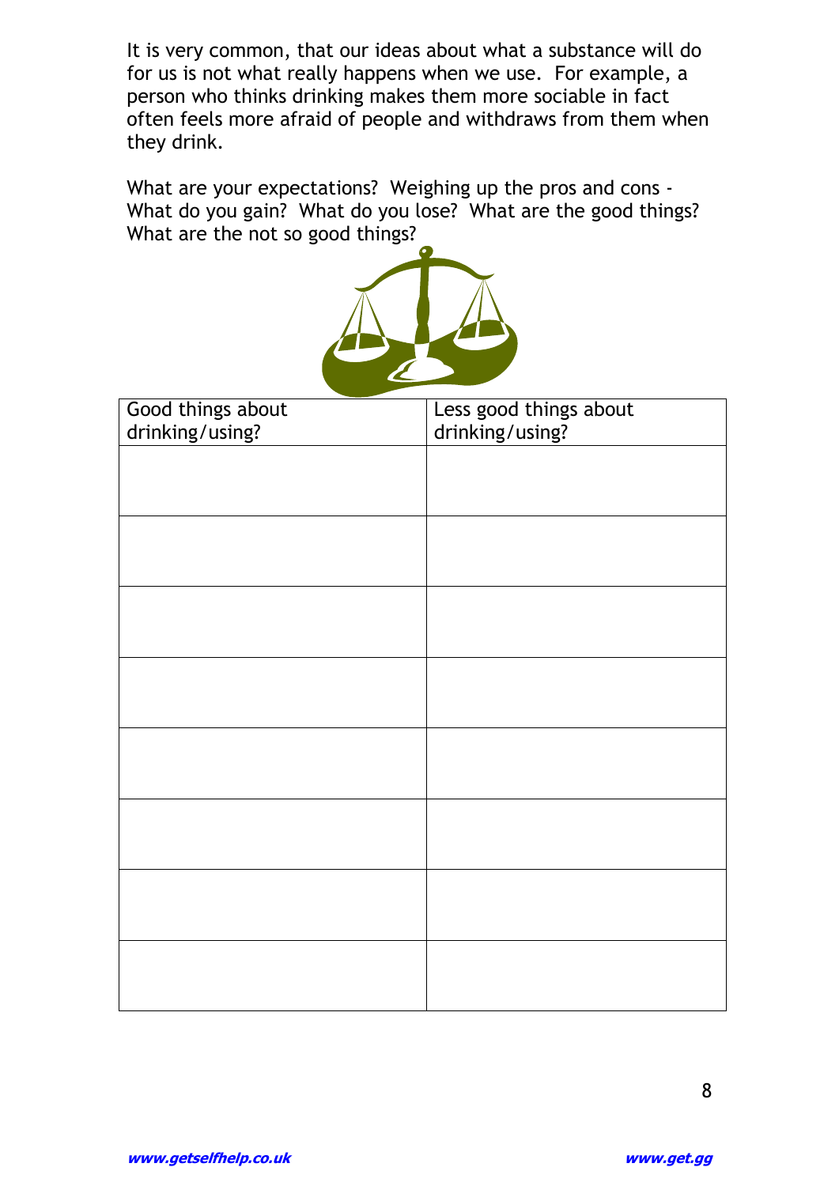It is very common, that our ideas about what a substance will do for us is not what really happens when we use. For example, a person who thinks drinking makes them more sociable in fact often feels more afraid of people and withdraws from them when they drink.

What are your expectations? Weighing up the pros and cons - What do you gain? What do you lose? What are the good things? What are the not so good things?

| Good things about drinking/using? | Less good things about drinking/using? |
|---|---|
| | |
| | |
| | |
| | |
| | |
| | |
| | |
| | |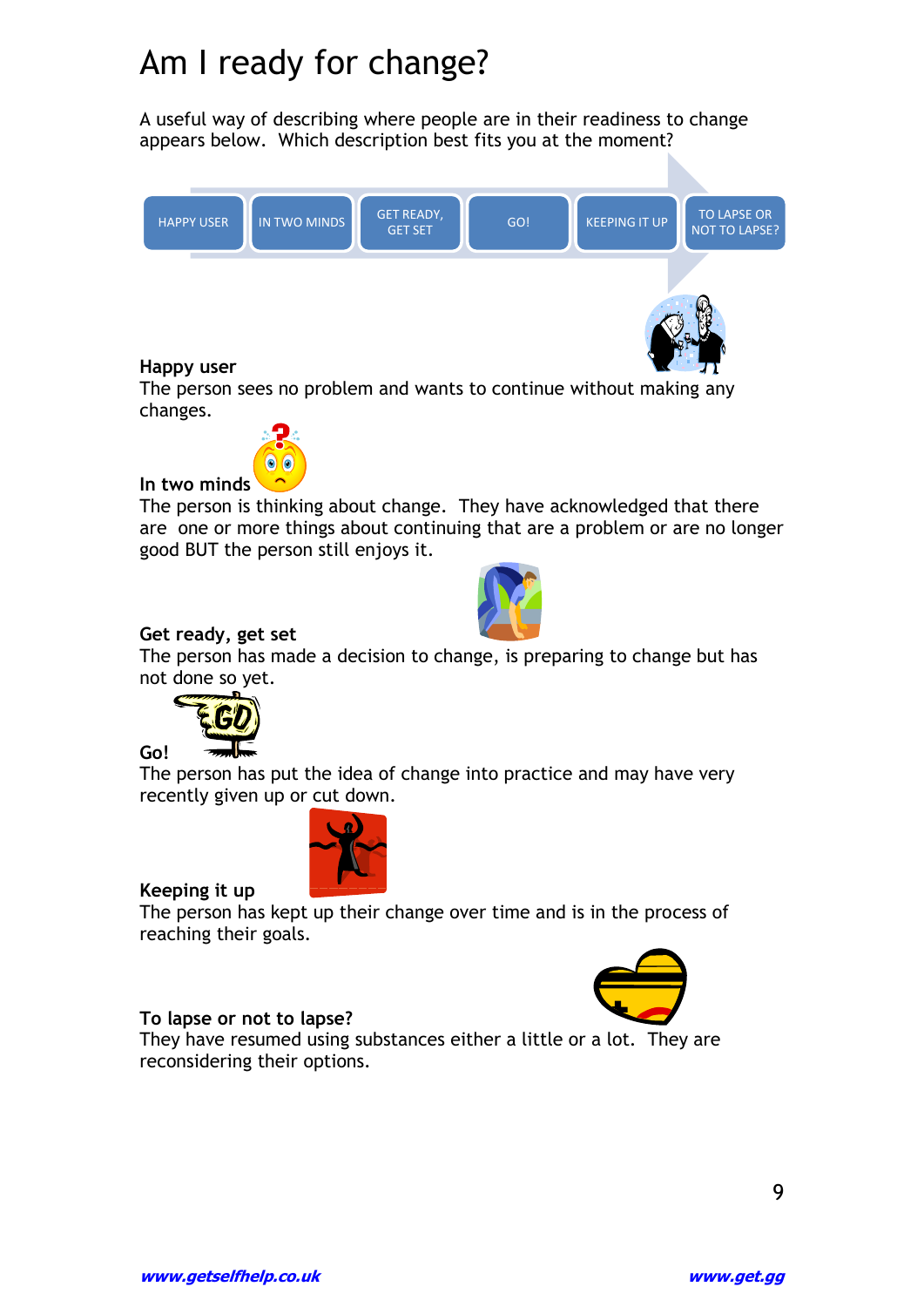# Am I ready for change?

A useful way of describing where people are in their readiness to change appears below. Which description best fits you at the moment?

HAPPY USER → IN TWO MINDS → GET READY, GET SET → GO! → KEEPING IT UP → TO LAPSE OR NOT TO LAPSE?

**Happy user**
The person sees no problem and wants to continue without making any changes.

**In two minds**
The person is thinking about change. They have acknowledged that there are one or more things about continuing that are a problem or are no longer good BUT the person still enjoys it.

**Get ready, get set**
The person has made a decision to change, is preparing to change but has not done so yet.

**Go!**
The person has put the idea of change into practice and may have very recently given up or cut down.

**Keeping it up**
The person has kept up their change over time and is in the process of reaching their goals.

**To lapse or not to lapse?**
They have resumed using substances either a little or a lot. They are reconsidering their options.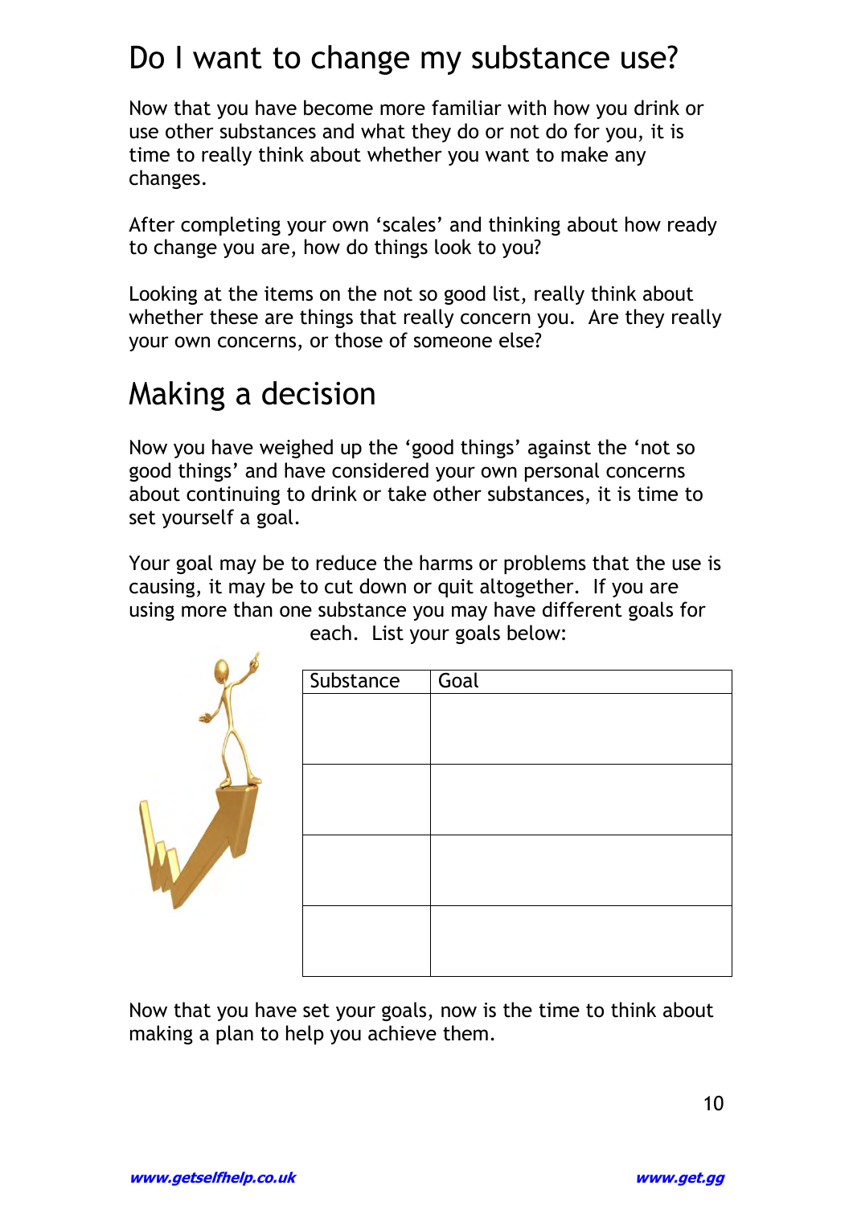# Do I want to change my substance use?

Now that you have become more familiar with how you drink or use other substances and what they do or not do for you, it is time to really think about whether you want to make any changes.

After completing your own 'scales' and thinking about how ready to change you are, how do things look to you?

Looking at the items on the not so good list, really think about whether these are things that really concern you. Are they really your own concerns, or those of someone else?

# Making a decision

Now you have weighed up the 'good things' against the 'not so good things' and have considered your own personal concerns about continuing to drink or take other substances, it is time to set yourself a goal.

Your goal may be to reduce the harms or problems that the use is causing, it may be to cut down or quit altogether. If you are using more than one substance you may have different goals for each. List your goals below:

| Substance | Goal |
|---|---|
| | |
| | |
| | |
| | |

Now that you have set your goals, now is the time to think about making a plan to help you achieve them.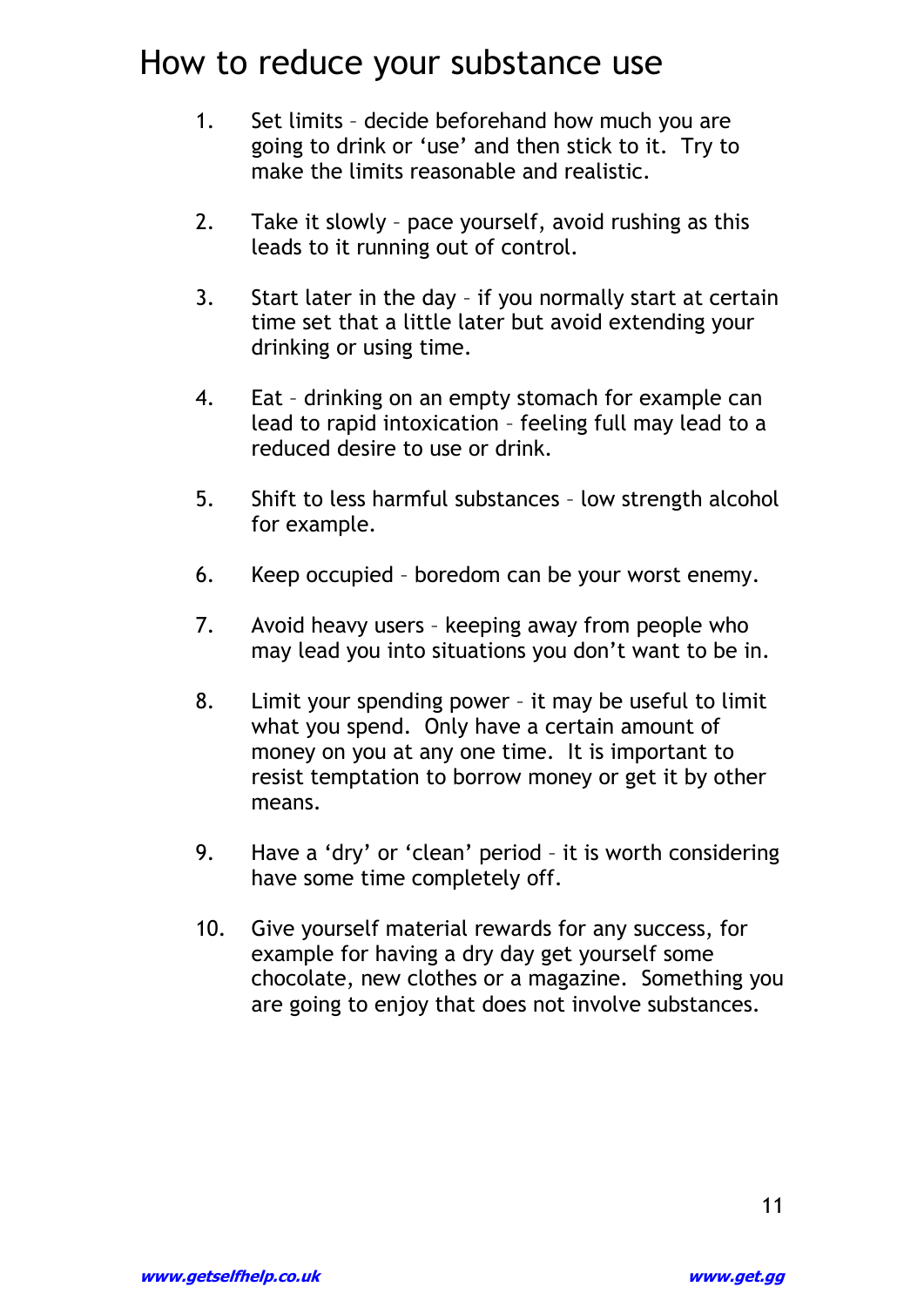# How to reduce your substance use

1. Set limits – decide beforehand how much you are going to drink or 'use' and then stick to it. Try to make the limits reasonable and realistic.

2. Take it slowly – pace yourself, avoid rushing as this leads to it running out of control.

3. Start later in the day – if you normally start at certain time set that a little later but avoid extending your drinking or using time.

4. Eat – drinking on an empty stomach for example can lead to rapid intoxication – feeling full may lead to a reduced desire to use or drink.

5. Shift to less harmful substances – low strength alcohol for example.

6. Keep occupied – boredom can be your worst enemy.

7. Avoid heavy users – keeping away from people who may lead you into situations you don't want to be in.

8. Limit your spending power – it may be useful to limit what you spend. Only have a certain amount of money on you at any one time. It is important to resist temptation to borrow money or get it by other means.

9. Have a 'dry' or 'clean' period – it is worth considering have some time completely off.

10. Give yourself material rewards for any success, for example for having a dry day get yourself some chocolate, new clothes or a magazine. Something you are going to enjoy that does not involve substances.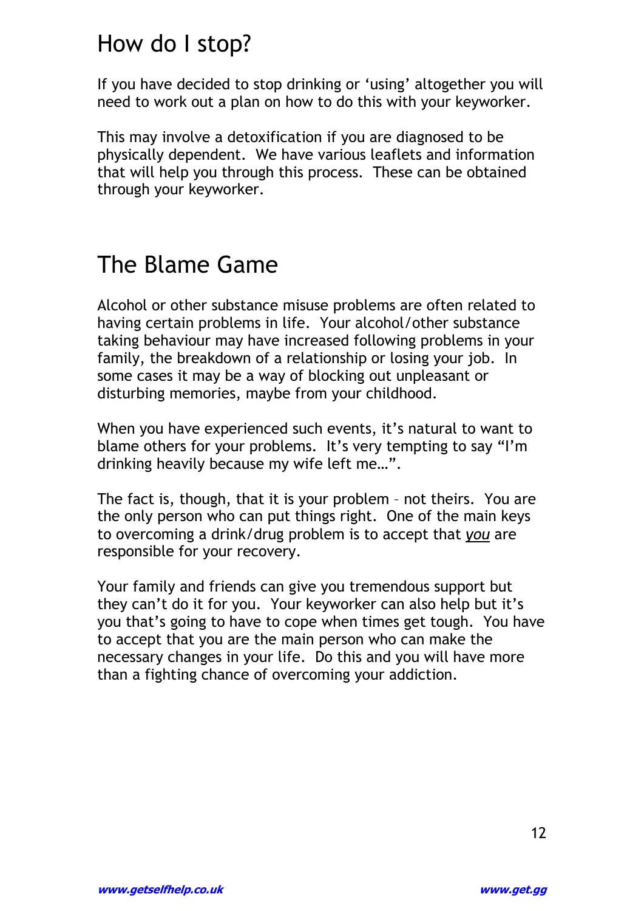## How do I stop?

If you have decided to stop drinking or 'using' altogether you will need to work out a plan on how to do this with your keyworker.

This may involve a detoxification if you are diagnosed to be physically dependent. We have various leaflets and information that will help you through this process. These can be obtained through your keyworker.

## The Blame Game

Alcohol or other substance misuse problems are often related to having certain problems in life. Your alcohol/other substance taking behaviour may have increased following problems in your family, the breakdown of a relationship or losing your job. In some cases it may be a way of blocking out unpleasant or disturbing memories, maybe from your childhood.

When you have experienced such events, it's natural to want to blame others for your problems. It's very tempting to say "I'm drinking heavily because my wife left me…".

The fact is, though, that it is your problem – not theirs. You are the only person who can put things right. One of the main keys to overcoming a drink/drug problem is to accept that *you* are responsible for your recovery.

Your family and friends can give you tremendous support but they can't do it for you. Your keyworker can also help but it's you that's going to have to cope when times get tough. You have to accept that you are the main person who can make the necessary changes in your life. Do this and you will have more than a fighting chance of overcoming your addiction.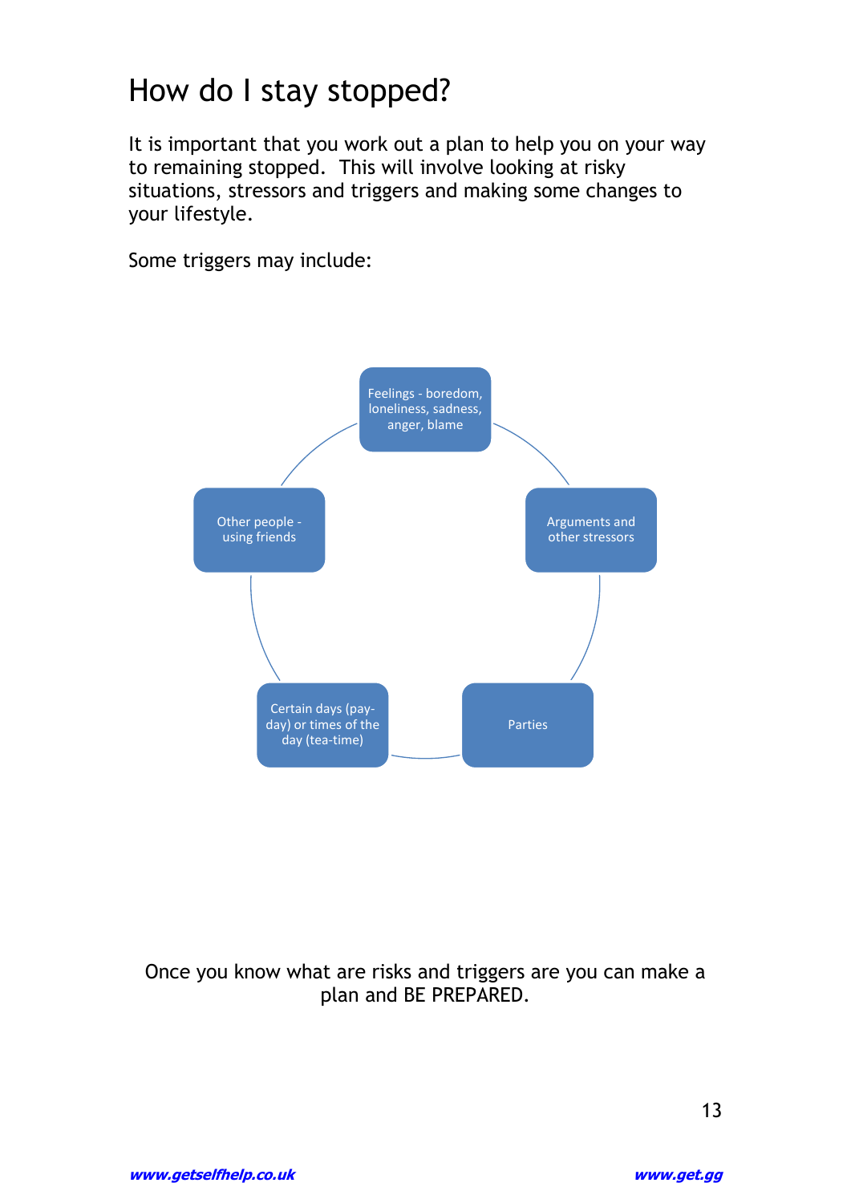# How do I stay stopped?

It is important that you work out a plan to help you on your way to remaining stopped. This will involve looking at risky situations, stressors and triggers and making some changes to your lifestyle.

Some triggers may include:

- Feelings - boredom, loneliness, sadness, anger, blame
- Arguments and other stressors
- Parties
- Certain days (pay-day) or times of the day (tea-time)
- Other people - using friends

Once you know what are risks and triggers are you can make a plan and BE PREPARED.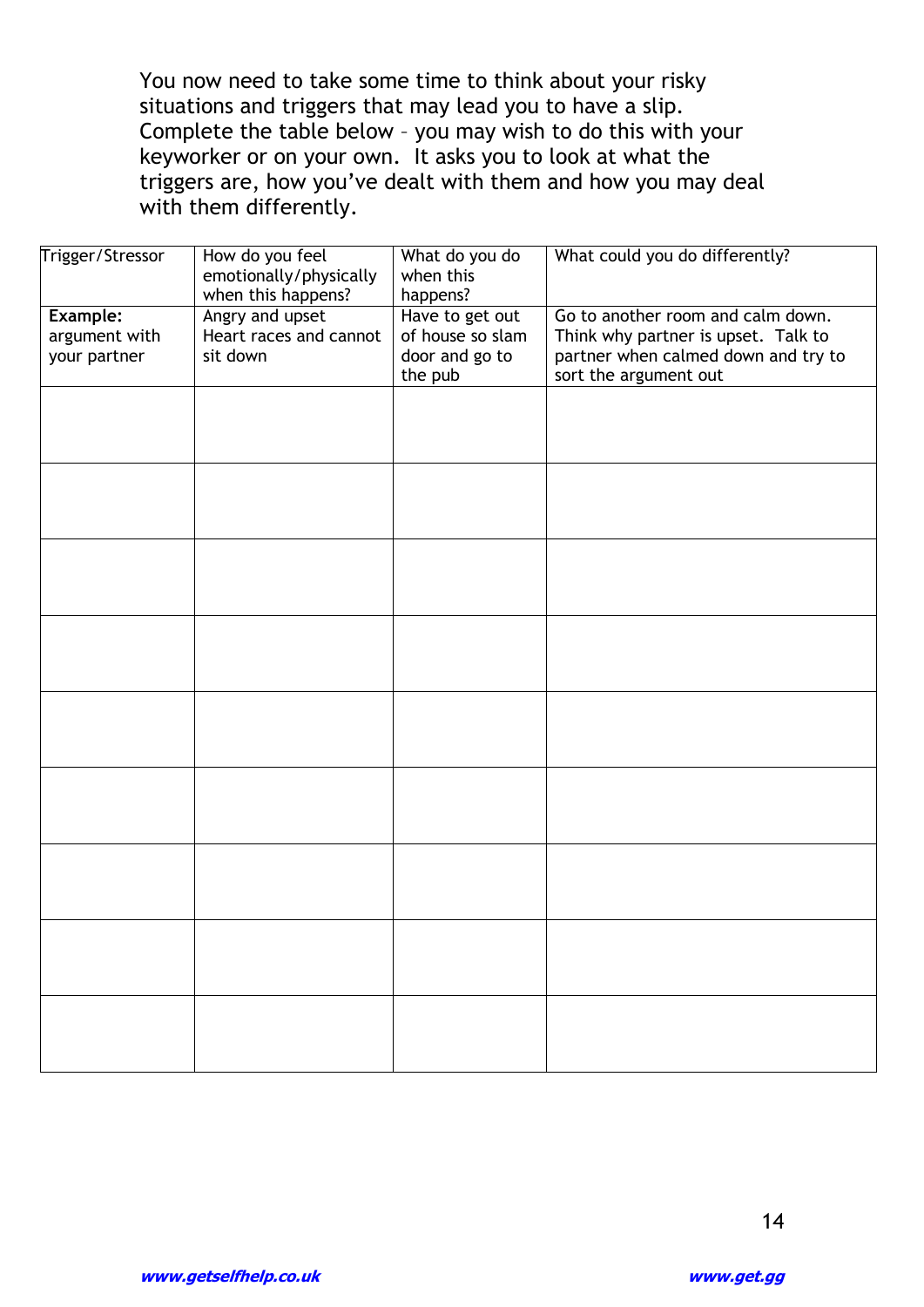You now need to take some time to think about your risky situations and triggers that may lead you to have a slip. Complete the table below – you may wish to do this with your keyworker or on your own. It asks you to look at what the triggers are, how you've dealt with them and how you may deal with them differently.

| Trigger/Stressor | How do you feel emotionally/physically when this happens? | What do you do when this happens? | What could you do differently? |
|---|---|---|---|
| **Example:** argument with your partner | Angry and upset Heart races and cannot sit down | Have to get out of house so slam door and go to the pub | Go to another room and calm down. Think why partner is upset. Talk to partner when calmed down and try to sort the argument out |
| | | | |
| | | | |
| | | | |
| | | | |
| | | | |
| | | | |
| | | | |
| | | | |
| | | | |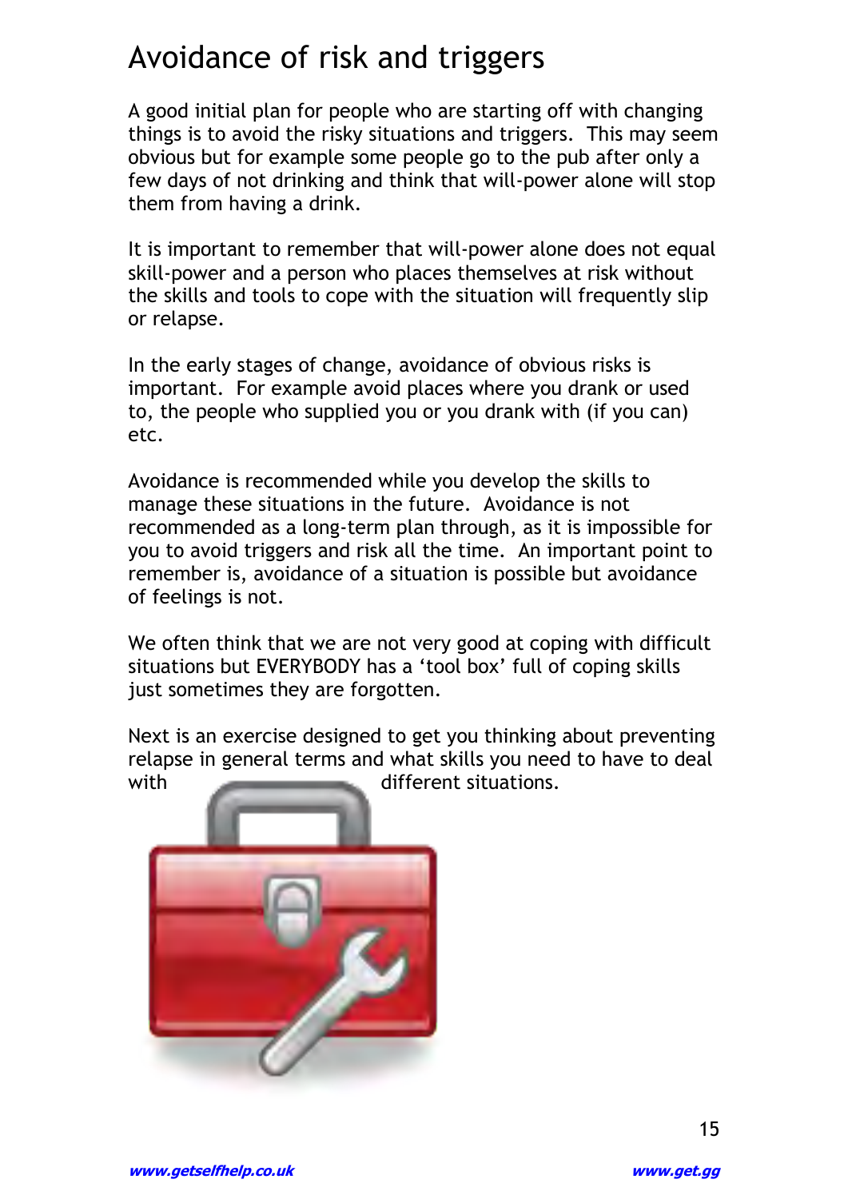# Avoidance of risk and triggers

A good initial plan for people who are starting off with changing things is to avoid the risky situations and triggers. This may seem obvious but for example some people go to the pub after only a few days of not drinking and think that will-power alone will stop them from having a drink.

It is important to remember that will-power alone does not equal skill-power and a person who places themselves at risk without the skills and tools to cope with the situation will frequently slip or relapse.

In the early stages of change, avoidance of obvious risks is important. For example avoid places where you drank or used to, the people who supplied you or you drank with (if you can) etc.

Avoidance is recommended while you develop the skills to manage these situations in the future. Avoidance is not recommended as a long-term plan through, as it is impossible for you to avoid triggers and risk all the time. An important point to remember is, avoidance of a situation is possible but avoidance of feelings is not.

We often think that we are not very good at coping with difficult situations but EVERYBODY has a 'tool box' full of coping skills just sometimes they are forgotten.

Next is an exercise designed to get you thinking about preventing relapse in general terms and what skills you need to have to deal with different situations.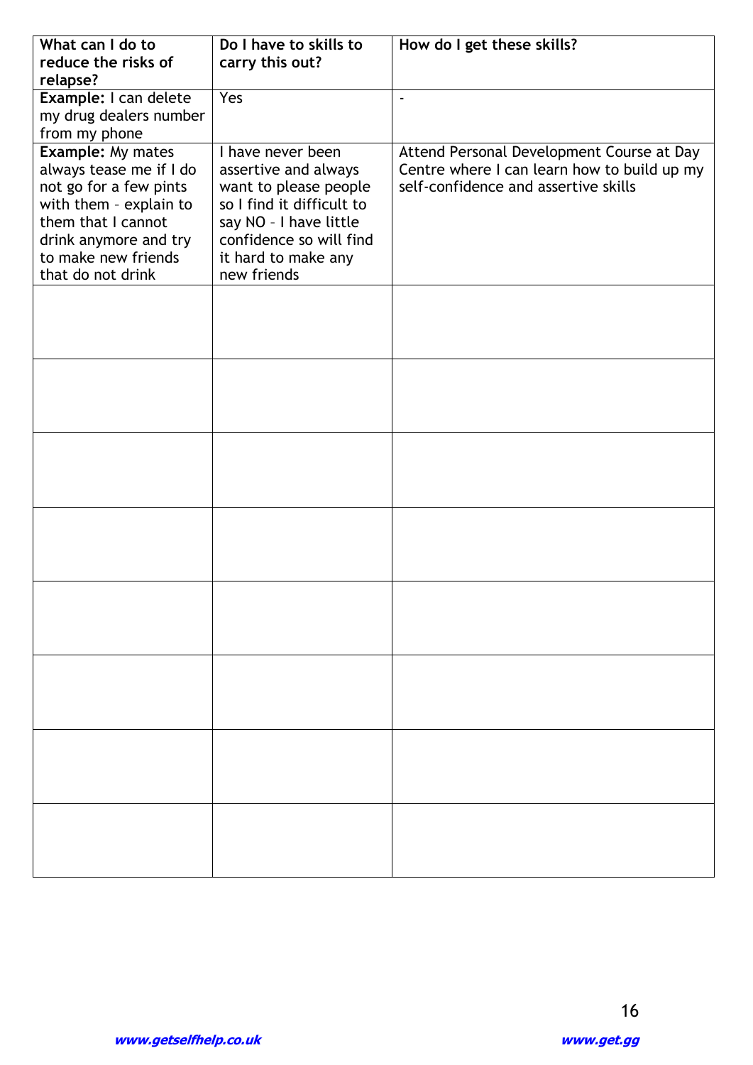| What can I do to reduce the risks of relapse? | Do I have to skills to carry this out? | How do I get these skills? |
|---|---|---|
| **Example:** I can delete my drug dealers number from my phone | Yes | - |
| **Example:** My mates always tease me if I do not go for a few pints with them – explain to them that I cannot drink anymore and try to make new friends that do not drink | I have never been assertive and always want to please people so I find it difficult to say NO – I have little confidence so will find it hard to make any new friends | Attend Personal Development Course at Day Centre where I can learn how to build up my self-confidence and assertive skills |
| | | |
| | | |
| | | |
| | | |
| | | |
| | | |
| | | |
| | | |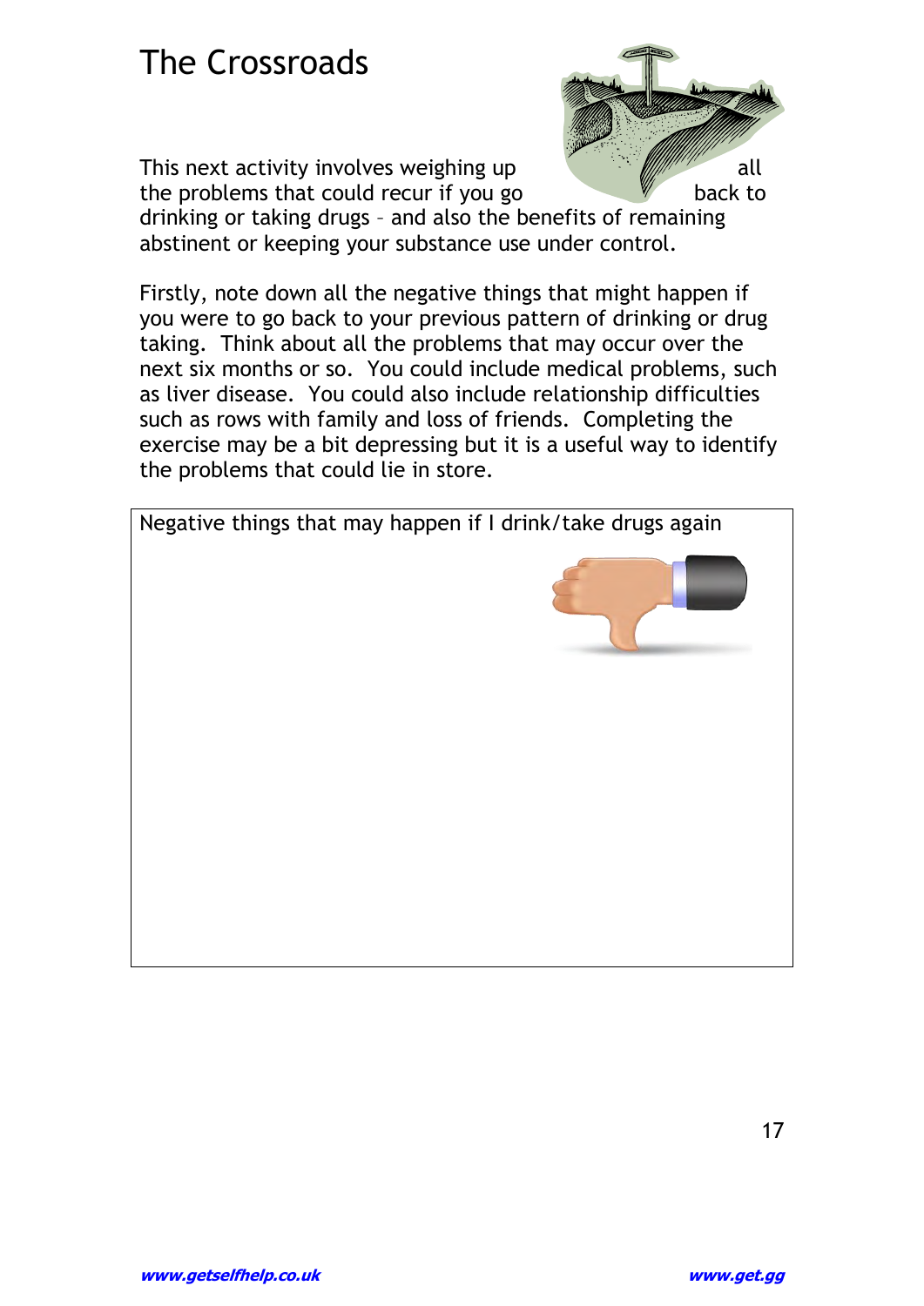# The Crossroads

This next activity involves weighing up all the problems that could recur if you go back to drinking or taking drugs – and also the benefits of remaining abstinent or keeping your substance use under control.

Firstly, note down all the negative things that might happen if you were to go back to your previous pattern of drinking or drug taking. Think about all the problems that may occur over the next six months or so. You could include medical problems, such as liver disease. You could also include relationship difficulties such as rows with family and loss of friends. Completing the exercise may be a bit depressing but it is a useful way to identify the problems that could lie in store.

| Negative things that may happen if I drink/take drugs again |
| --- |
| |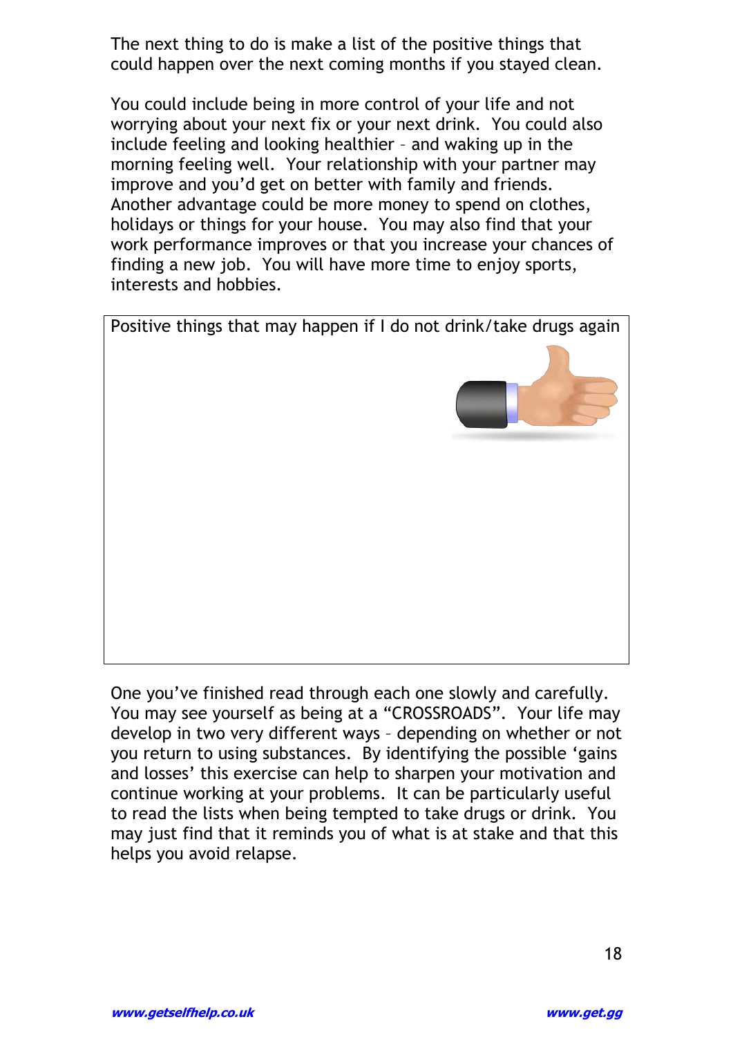The next thing to do is make a list of the positive things that could happen over the next coming months if you stayed clean.

You could include being in more control of your life and not worrying about your next fix or your next drink. You could also include feeling and looking healthier – and waking up in the morning feeling well. Your relationship with your partner may improve and you'd get on better with family and friends. Another advantage could be more money to spend on clothes, holidays or things for your house. You may also find that your work performance improves or that you increase your chances of finding a new job. You will have more time to enjoy sports, interests and hobbies.

| Positive things that may happen if I do not drink/take drugs again |
| --- |
| |

One you've finished read through each one slowly and carefully. You may see yourself as being at a "CROSSROADS". Your life may develop in two very different ways – depending on whether or not you return to using substances. By identifying the possible 'gains and losses' this exercise can help to sharpen your motivation and continue working at your problems. It can be particularly useful to read the lists when being tempted to take drugs or drink. You may just find that it reminds you of what is at stake and that this helps you avoid relapse.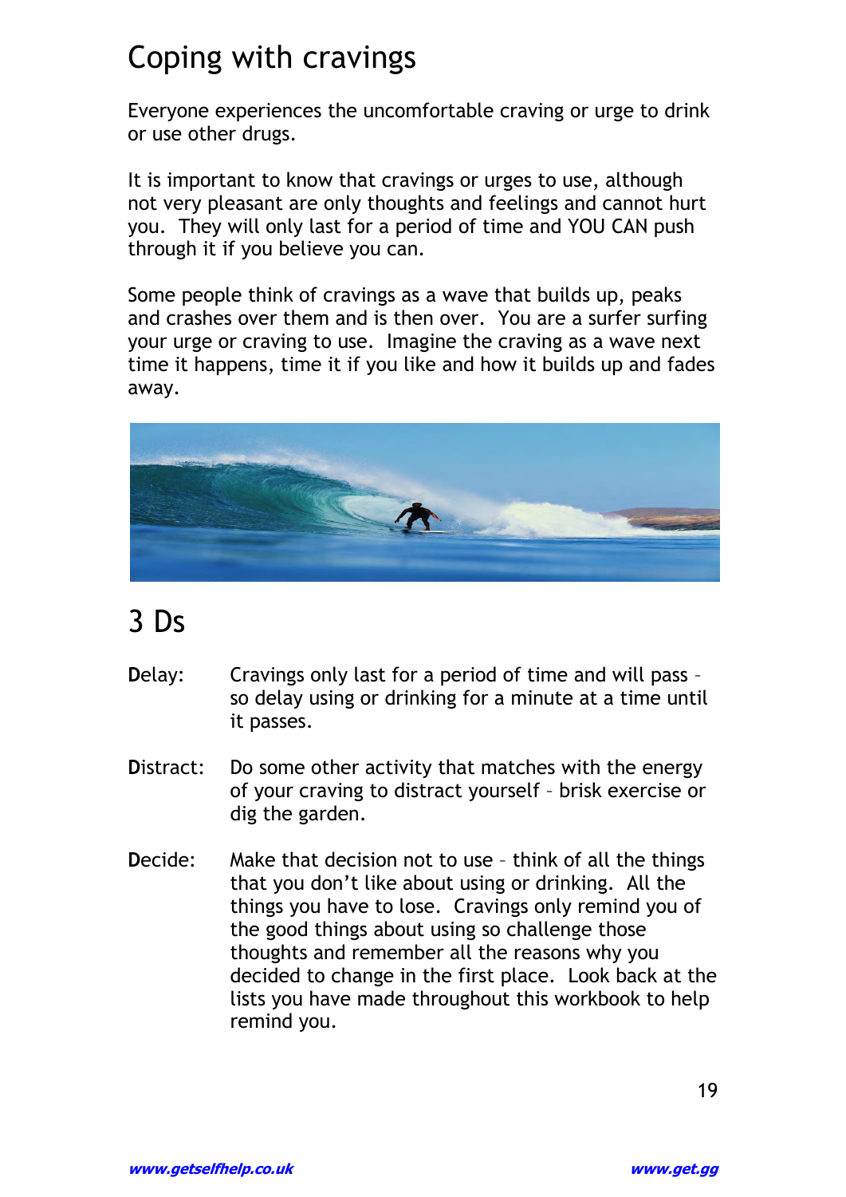# Coping with cravings

Everyone experiences the uncomfortable craving or urge to drink or use other drugs.

It is important to know that cravings or urges to use, although not very pleasant are only thoughts and feelings and cannot hurt you. They will only last for a period of time and YOU CAN push through it if you believe you can.

Some people think of cravings as a wave that builds up, peaks and crashes over them and is then over. You are a surfer surfing your urge or craving to use. Imagine the craving as a wave next time it happens, time it if you like and how it builds up and fades away.

## 3 Ds

**D**elay: Cravings only last for a period of time and will pass – so delay using or drinking for a minute at a time until it passes.

**D**istract: Do some other activity that matches with the energy of your craving to distract yourself – brisk exercise or dig the garden.

**D**ecide: Make that decision not to use – think of all the things that you don't like about using or drinking. All the things you have to lose. Cravings only remind you of the good things about using so challenge those thoughts and remember all the reasons why you decided to change in the first place. Look back at the lists you have made throughout this workbook to help remind you.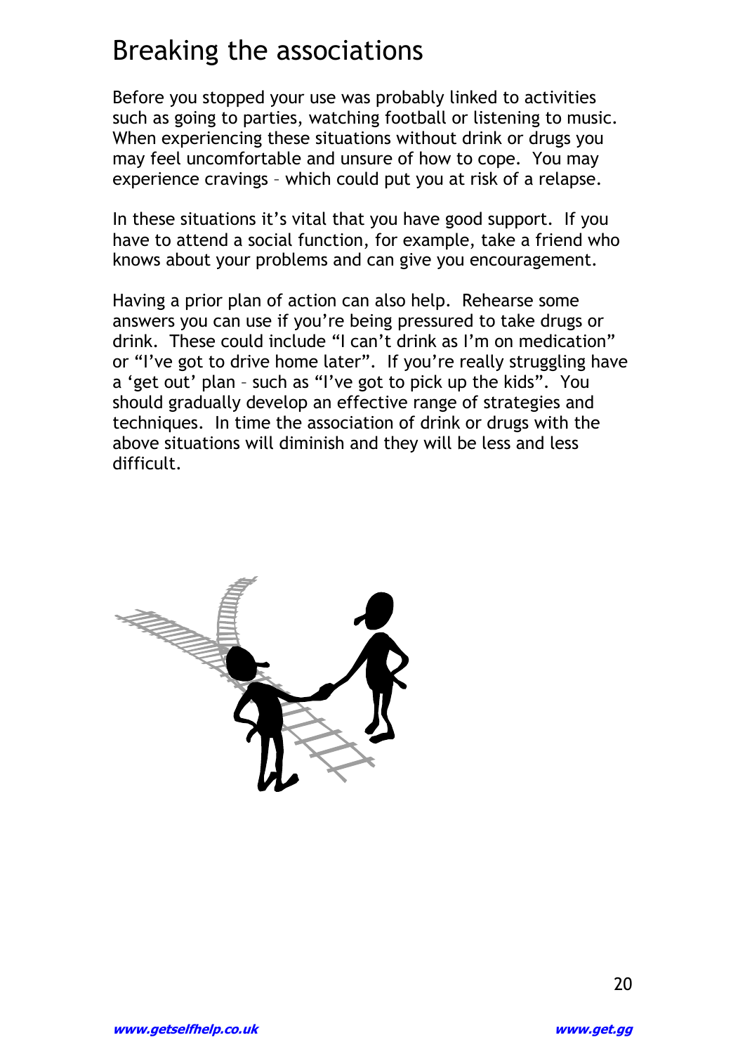# Breaking the associations

Before you stopped your use was probably linked to activities such as going to parties, watching football or listening to music. When experiencing these situations without drink or drugs you may feel uncomfortable and unsure of how to cope. You may experience cravings – which could put you at risk of a relapse.

In these situations it's vital that you have good support. If you have to attend a social function, for example, take a friend who knows about your problems and can give you encouragement.

Having a prior plan of action can also help. Rehearse some answers you can use if you're being pressured to take drugs or drink. These could include "I can't drink as I'm on medication" or "I've got to drive home later". If you're really struggling have a 'get out' plan – such as "I've got to pick up the kids". You should gradually develop an effective range of strategies and techniques. In time the association of drink or drugs with the above situations will diminish and they will be less and less difficult.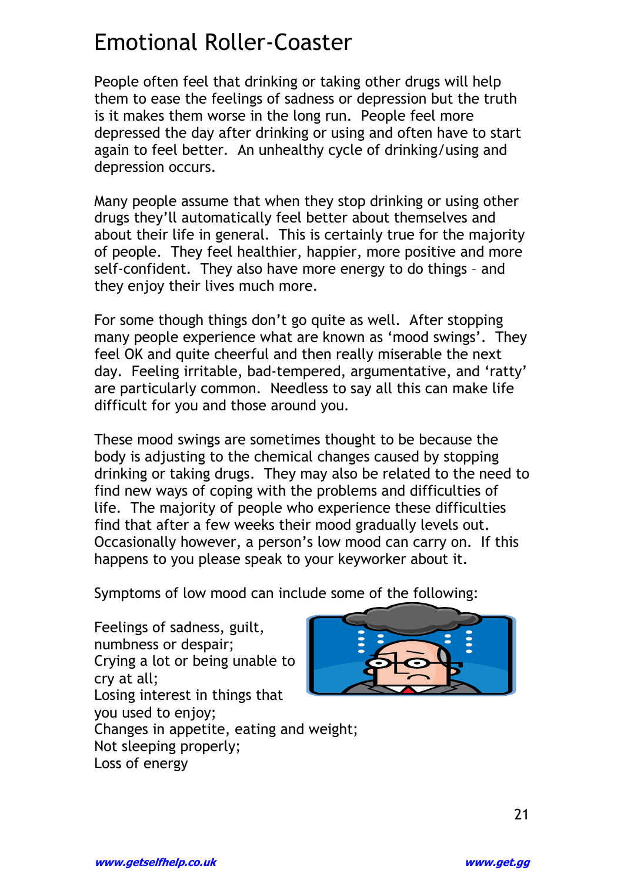# Emotional Roller-Coaster

People often feel that drinking or taking other drugs will help them to ease the feelings of sadness or depression but the truth is it makes them worse in the long run. People feel more depressed the day after drinking or using and often have to start again to feel better. An unhealthy cycle of drinking/using and depression occurs.

Many people assume that when they stop drinking or using other drugs they'll automatically feel better about themselves and about their life in general. This is certainly true for the majority of people. They feel healthier, happier, more positive and more self-confident. They also have more energy to do things – and they enjoy their lives much more.

For some though things don't go quite as well. After stopping many people experience what are known as 'mood swings'. They feel OK and quite cheerful and then really miserable the next day. Feeling irritable, bad-tempered, argumentative, and 'ratty' are particularly common. Needless to say all this can make life difficult for you and those around you.

These mood swings are sometimes thought to be because the body is adjusting to the chemical changes caused by stopping drinking or taking drugs. They may also be related to the need to find new ways of coping with the problems and difficulties of life. The majority of people who experience these difficulties find that after a few weeks their mood gradually levels out. Occasionally however, a person's low mood can carry on. If this happens to you please speak to your keyworker about it.

Symptoms of low mood can include some of the following:

Feelings of sadness, guilt, numbness or despair;
Crying a lot or being unable to cry at all;
Losing interest in things that you used to enjoy;
Changes in appetite, eating and weight;
Not sleeping properly;
Loss of energy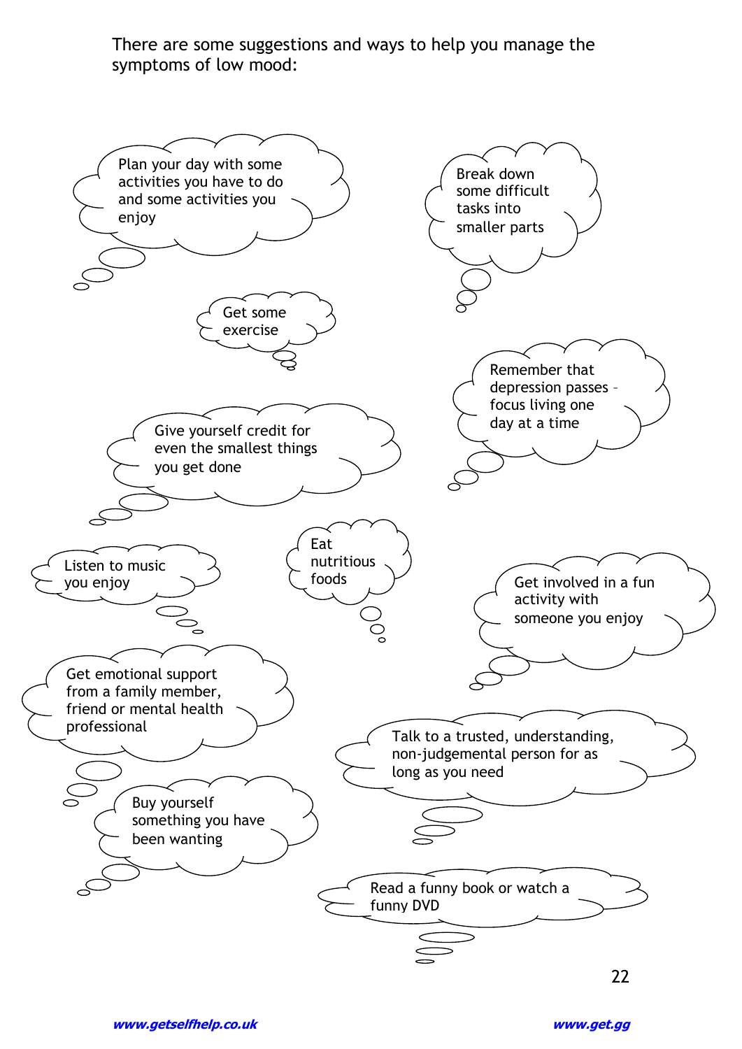There are some suggestions and ways to help you manage the symptoms of low mood:

- Plan your day with some activities you have to do and some activities you enjoy
- Break down some difficult tasks into smaller parts
- Get some exercise
- Remember that depression passes – focus living one day at a time
- Give yourself credit for even the smallest things you get done
- Listen to music you enjoy
- Eat nutritious foods
- Get involved in a fun activity with someone you enjoy
- Get emotional support from a family member, friend or mental health professional
- Talk to a trusted, understanding, non-judgemental person for as long as you need
- Buy yourself something you have been wanting
- Read a funny book or watch a funny DVD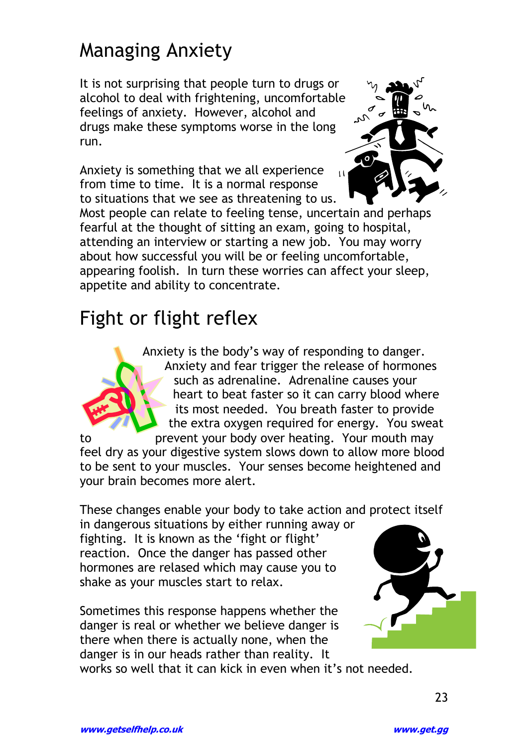# Managing Anxiety

It is not surprising that people turn to drugs or alcohol to deal with frightening, uncomfortable feelings of anxiety. However, alcohol and drugs make these symptoms worse in the long run.

Anxiety is something that we all experience from time to time. It is a normal response to situations that we see as threatening to us. Most people can relate to feeling tense, uncertain and perhaps fearful at the thought of sitting an exam, going to hospital, attending an interview or starting a new job. You may worry about how successful you will be or feeling uncomfortable, appearing foolish. In turn these worries can affect your sleep, appetite and ability to concentrate.

# Fight or flight reflex

Anxiety is the body's way of responding to danger. Anxiety and fear trigger the release of hormones such as adrenaline. Adrenaline causes your heart to beat faster so it can carry blood where its most needed. You breath faster to provide the extra oxygen required for energy. You sweat to prevent your body over heating. Your mouth may feel dry as your digestive system slows down to allow more blood to be sent to your muscles. Your senses become heightened and your brain becomes more alert.

These changes enable your body to take action and protect itself in dangerous situations by either running away or fighting. It is known as the 'fight or flight' reaction. Once the danger has passed other hormones are relased which may cause you to shake as your muscles start to relax.

Sometimes this response happens whether the danger is real or whether we believe danger is there when there is actually none, when the danger is in our heads rather than reality. It works so well that it can kick in even when it's not needed.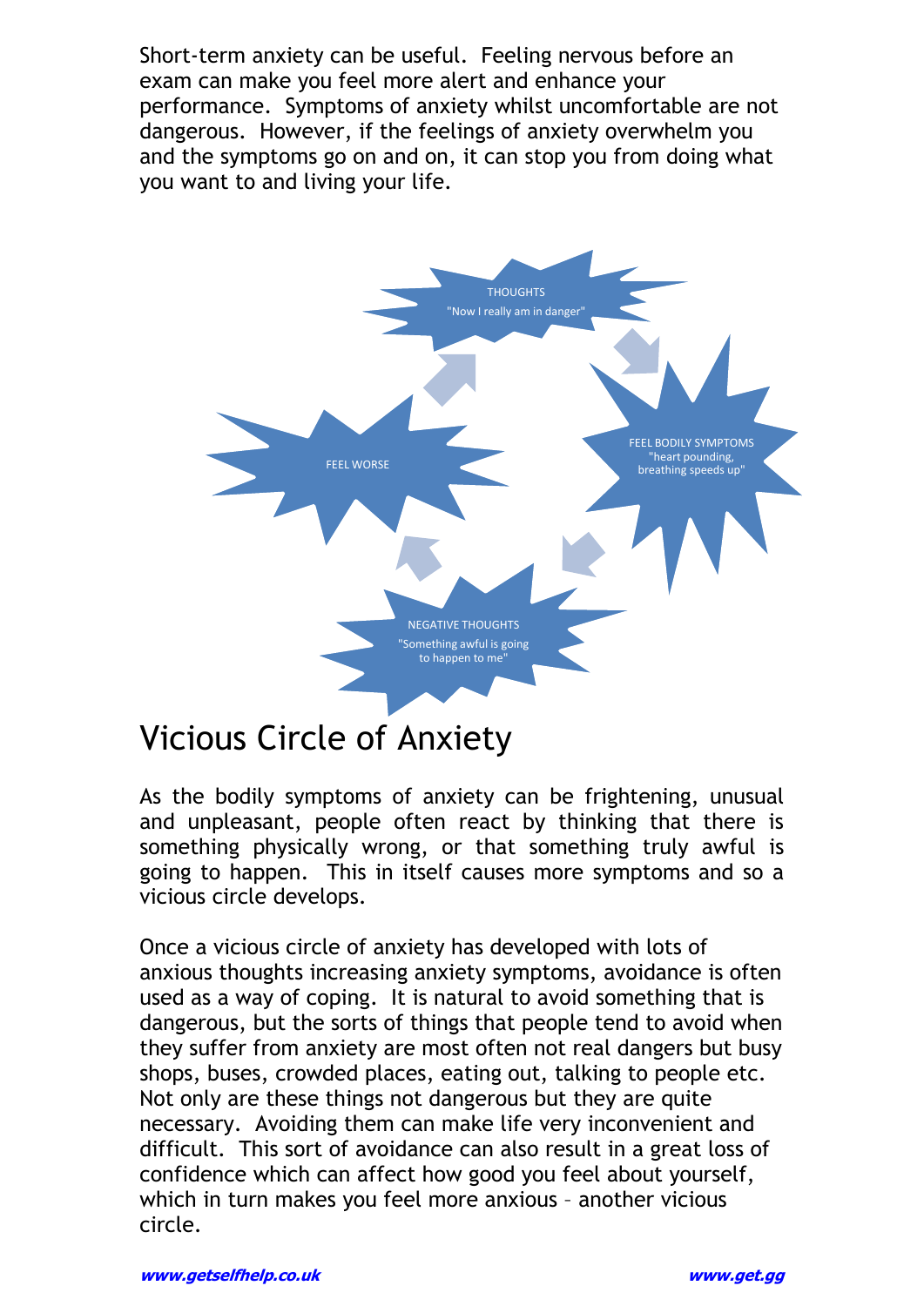Short-term anxiety can be useful. Feeling nervous before an exam can make you feel more alert and enhance your performance. Symptoms of anxiety whilst uncomfortable are not dangerous. However, if the feelings of anxiety overwhelm you and the symptoms go on and on, it can stop you from doing what you want to and living your life.

THOUGHTS
"Now I really am in danger"

FEEL BODILY SYMPTOMS
"heart pounding, breathing speeds up"

NEGATIVE THOUGHTS
"Something awful is going to happen to me"

FEEL WORSE

# Vicious Circle of Anxiety

As the bodily symptoms of anxiety can be frightening, unusual and unpleasant, people often react by thinking that there is something physically wrong, or that something truly awful is going to happen. This in itself causes more symptoms and so a vicious circle develops.

Once a vicious circle of anxiety has developed with lots of anxious thoughts increasing anxiety symptoms, avoidance is often used as a way of coping. It is natural to avoid something that is dangerous, but the sorts of things that people tend to avoid when they suffer from anxiety are most often not real dangers but busy shops, buses, crowded places, eating out, talking to people etc. Not only are these things not dangerous but they are quite necessary. Avoiding them can make life very inconvenient and difficult. This sort of avoidance can also result in a great loss of confidence which can affect how good you feel about yourself, which in turn makes you feel more anxious – another vicious circle.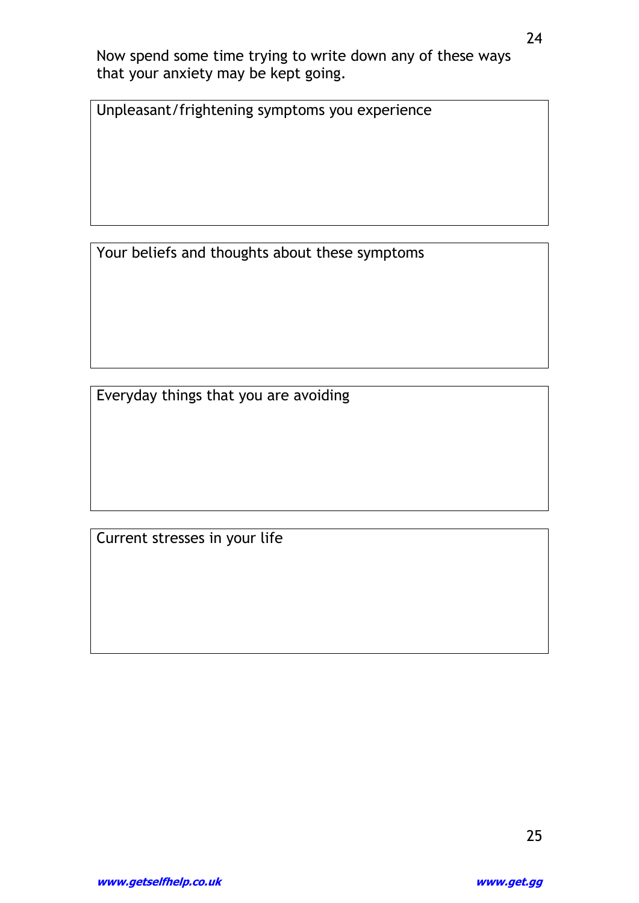Now spend some time trying to write down any of these ways that your anxiety may be kept going.

| Unpleasant/frightening symptoms you experience |
| --- |
| |

| Your beliefs and thoughts about these symptoms |
| --- |
| |

| Everyday things that you are avoiding |
| --- |
| |

| Current stresses in your life |
| --- |
| |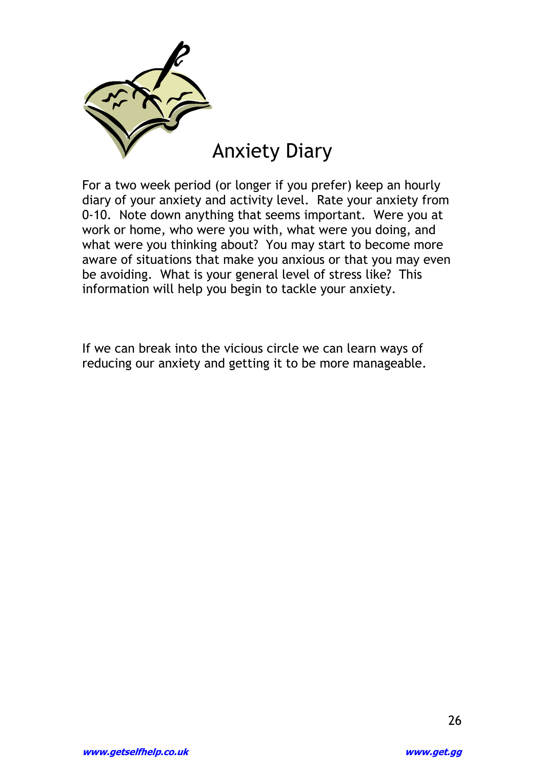# Anxiety Diary

For a two week period (or longer if you prefer) keep an hourly diary of your anxiety and activity level. Rate your anxiety from 0-10. Note down anything that seems important. Were you at work or home, who were you with, what were you doing, and what were you thinking about? You may start to become more aware of situations that make you anxious or that you may even be avoiding. What is your general level of stress like? This information will help you begin to tackle your anxiety.

If we can break into the vicious circle we can learn ways of reducing our anxiety and getting it to be more manageable.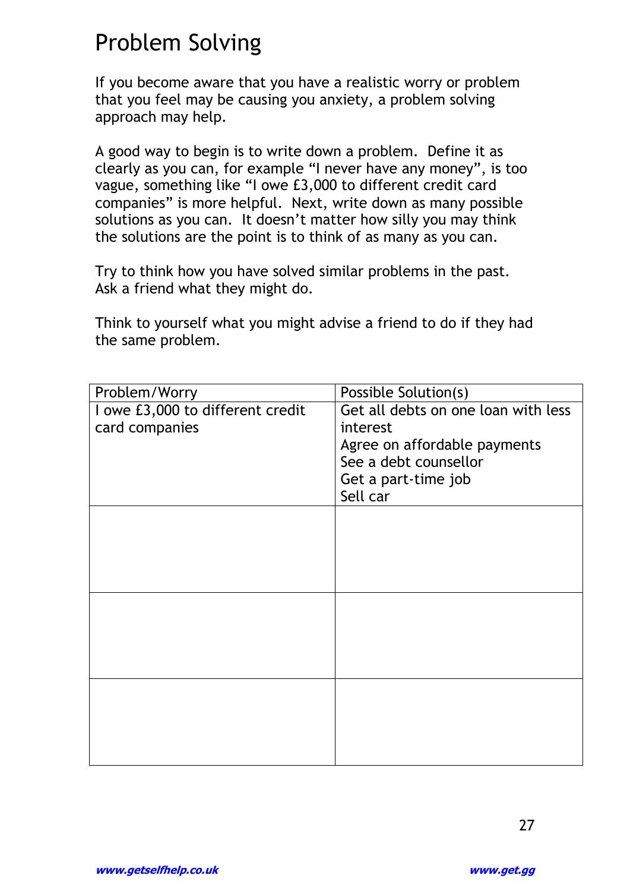# Problem Solving

If you become aware that you have a realistic worry or problem that you feel may be causing you anxiety, a problem solving approach may help.

A good way to begin is to write down a problem. Define it as clearly as you can, for example "I never have any money", is too vague, something like "I owe £3,000 to different credit card companies" is more helpful. Next, write down as many possible solutions as you can. It doesn't matter how silly you may think the solutions are the point is to think of as many as you can.

Try to think how you have solved similar problems in the past. Ask a friend what they might do.

Think to yourself what you might advise a friend to do if they had the same problem.

| Problem/Worry | Possible Solution(s) |
|---|---|
| I owe £3,000 to different credit card companies | Get all debts on one loan with less interest<br>Agree on affordable payments<br>See a debt counsellor<br>Get a part-time job<br>Sell car |
| | |
| | |
| | |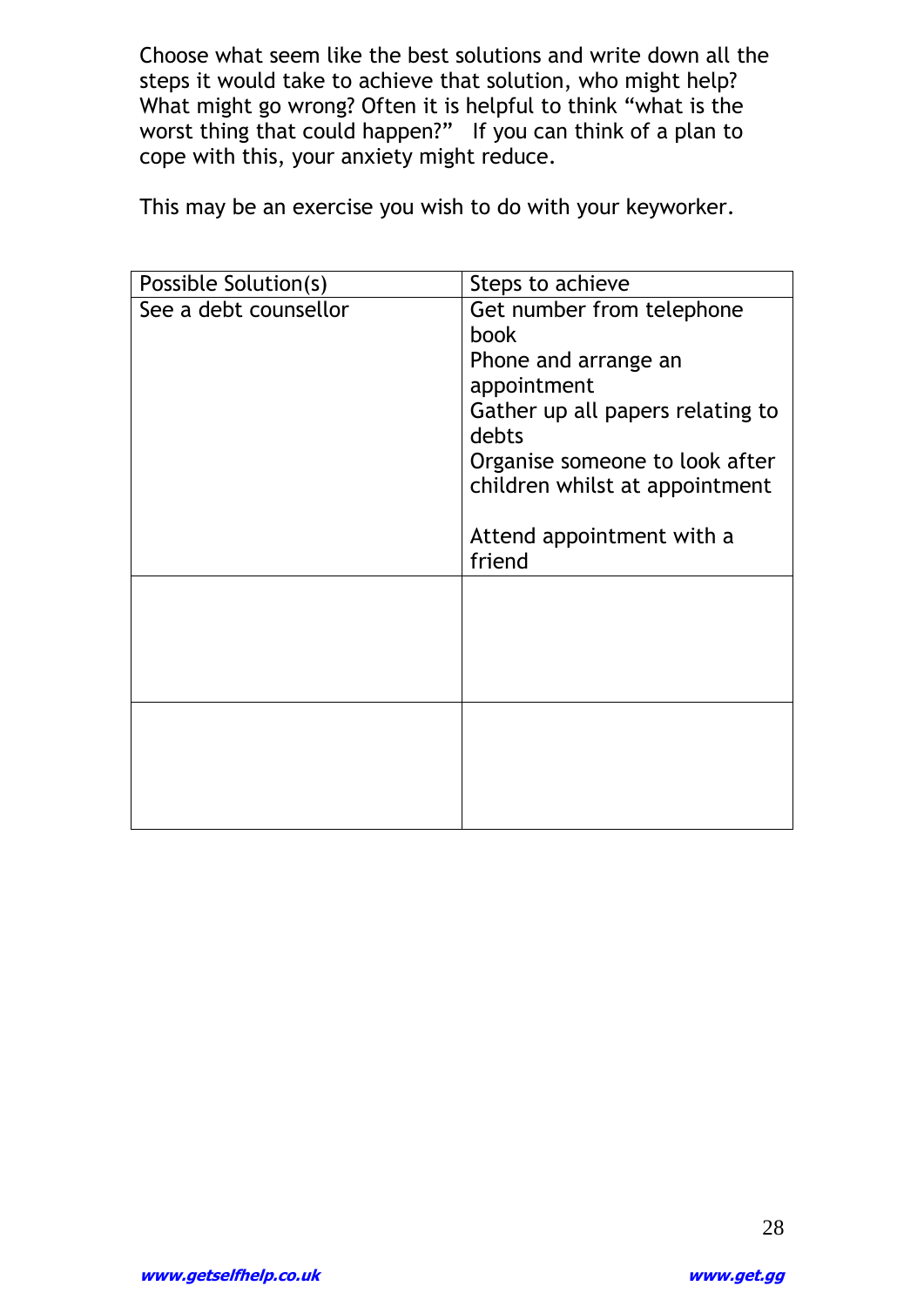Choose what seem like the best solutions and write down all the steps it would take to achieve that solution, who might help? What might go wrong? Often it is helpful to think "what is the worst thing that could happen?" If you can think of a plan to cope with this, your anxiety might reduce.

This may be an exercise you wish to do with your keyworker.

| Possible Solution(s) | Steps to achieve |
| --- | --- |
| See a debt counsellor | Get number from telephone book<br>Phone and arrange an appointment<br>Gather up all papers relating to debts<br>Organise someone to look after children whilst at appointment<br><br>Attend appointment with a friend |
| | |
| | |

*www.getselfhelp.co.uk* *www.get.gg*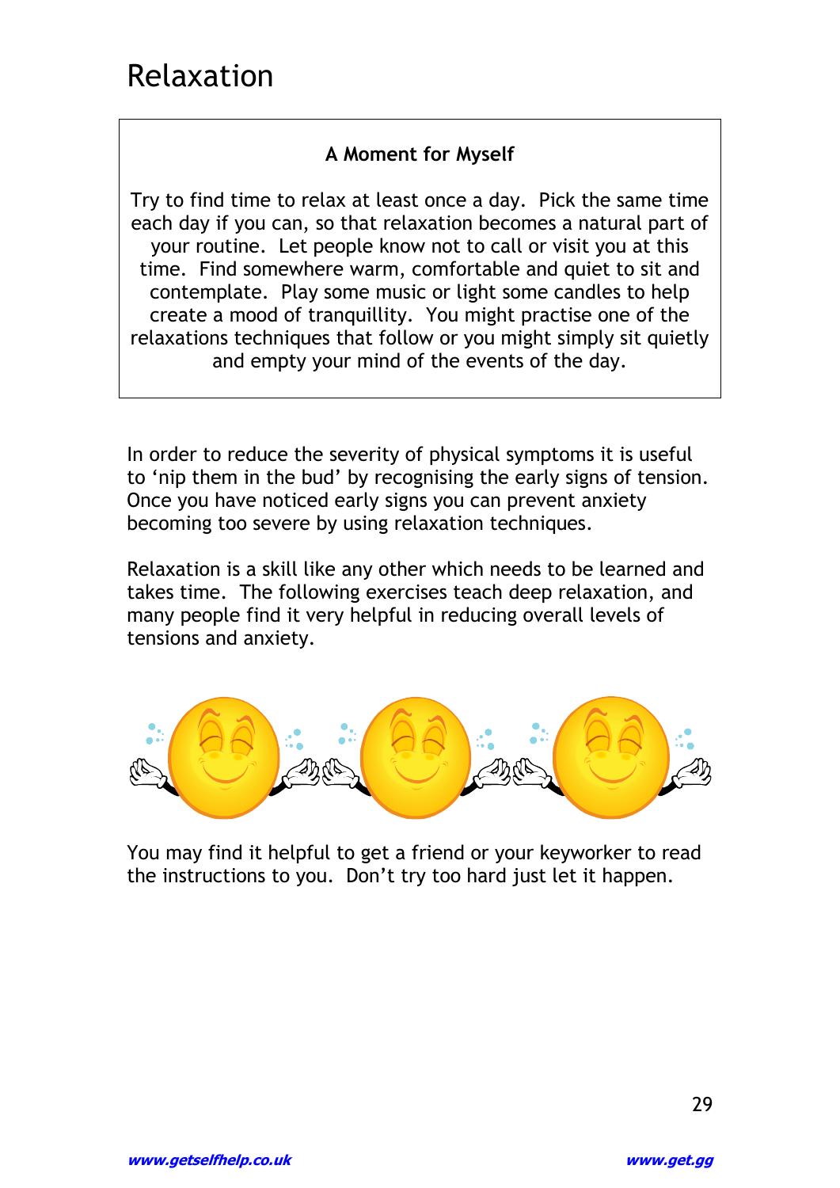# Relaxation

**A Moment for Myself**

Try to find time to relax at least once a day. Pick the same time each day if you can, so that relaxation becomes a natural part of your routine. Let people know not to call or visit you at this time. Find somewhere warm, comfortable and quiet to sit and contemplate. Play some music or light some candles to help create a mood of tranquillity. You might practise one of the relaxations techniques that follow or you might simply sit quietly and empty your mind of the events of the day.

In order to reduce the severity of physical symptoms it is useful to 'nip them in the bud' by recognising the early signs of tension. Once you have noticed early signs you can prevent anxiety becoming too severe by using relaxation techniques.

Relaxation is a skill like any other which needs to be learned and takes time. The following exercises teach deep relaxation, and many people find it very helpful in reducing overall levels of tensions and anxiety.

You may find it helpful to get a friend or your keyworker to read the instructions to you. Don't try too hard just let it happen.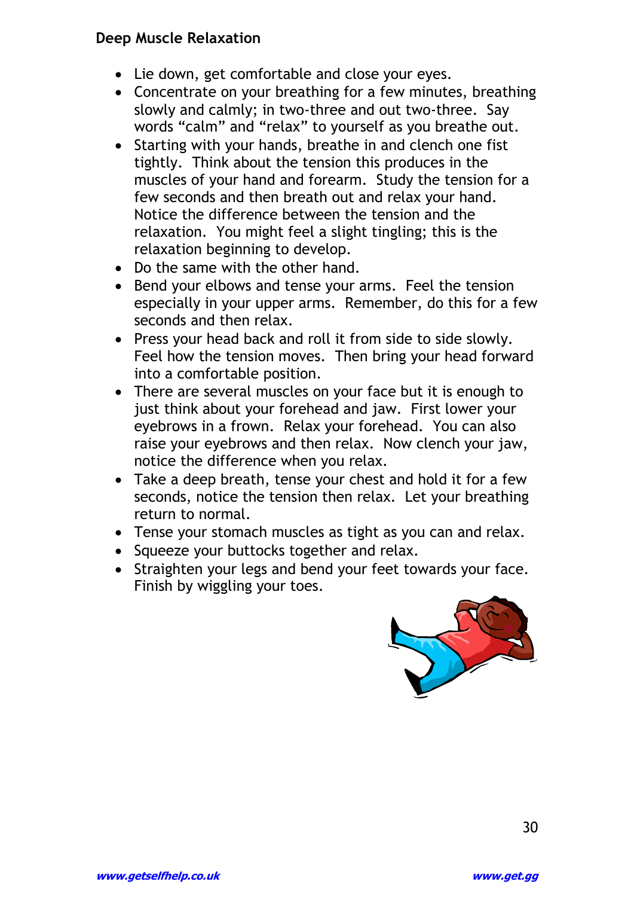## Deep Muscle Relaxation

- Lie down, get comfortable and close your eyes.
- Concentrate on your breathing for a few minutes, breathing slowly and calmly; in two-three and out two-three. Say words "calm" and "relax" to yourself as you breathe out.
- Starting with your hands, breathe in and clench one fist tightly. Think about the tension this produces in the muscles of your hand and forearm. Study the tension for a few seconds and then breath out and relax your hand. Notice the difference between the tension and the relaxation. You might feel a slight tingling; this is the relaxation beginning to develop.
- Do the same with the other hand.
- Bend your elbows and tense your arms. Feel the tension especially in your upper arms. Remember, do this for a few seconds and then relax.
- Press your head back and roll it from side to side slowly. Feel how the tension moves. Then bring your head forward into a comfortable position.
- There are several muscles on your face but it is enough to just think about your forehead and jaw. First lower your eyebrows in a frown. Relax your forehead. You can also raise your eyebrows and then relax. Now clench your jaw, notice the difference when you relax.
- Take a deep breath, tense your chest and hold it for a few seconds, notice the tension then relax. Let your breathing return to normal.
- Tense your stomach muscles as tight as you can and relax.
- Squeeze your buttocks together and relax.
- Straighten your legs and bend your feet towards your face. Finish by wiggling your toes.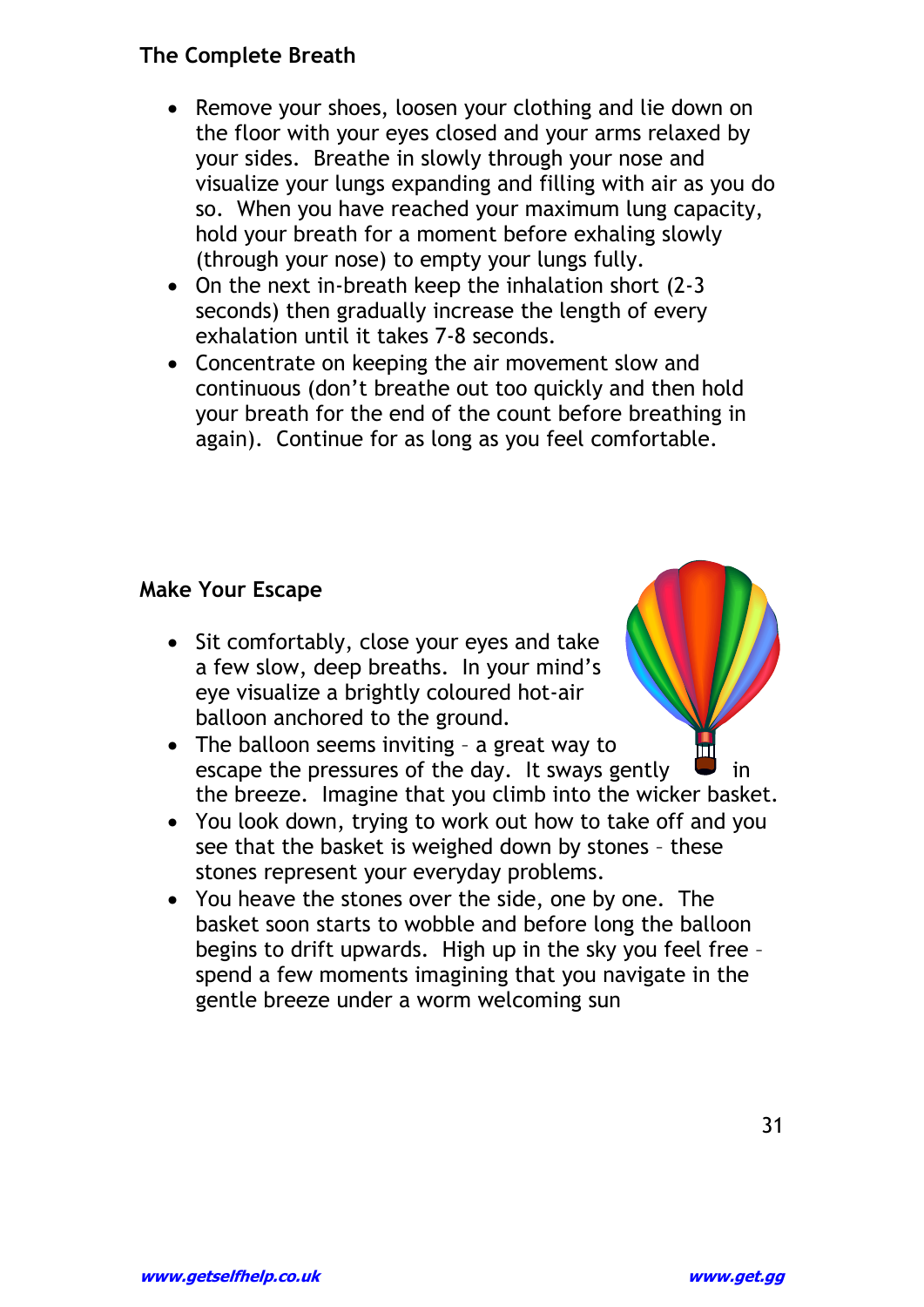## The Complete Breath

- Remove your shoes, loosen your clothing and lie down on the floor with your eyes closed and your arms relaxed by your sides. Breathe in slowly through your nose and visualize your lungs expanding and filling with air as you do so. When you have reached your maximum lung capacity, hold your breath for a moment before exhaling slowly (through your nose) to empty your lungs fully.
- On the next in-breath keep the inhalation short (2-3 seconds) then gradually increase the length of every exhalation until it takes 7-8 seconds.
- Concentrate on keeping the air movement slow and continuous (don't breathe out too quickly and then hold your breath for the end of the count before breathing in again). Continue for as long as you feel comfortable.

## Make Your Escape

- Sit comfortably, close your eyes and take a few slow, deep breaths. In your mind's eye visualize a brightly coloured hot-air balloon anchored to the ground.
- The balloon seems inviting – a great way to escape the pressures of the day. It sways gently in the breeze. Imagine that you climb into the wicker basket.
- You look down, trying to work out how to take off and you see that the basket is weighed down by stones – these stones represent your everyday problems.
- You heave the stones over the side, one by one. The basket soon starts to wobble and before long the balloon begins to drift upwards. High up in the sky you feel free – spend a few moments imagining that you navigate in the gentle breeze under a worm welcoming sun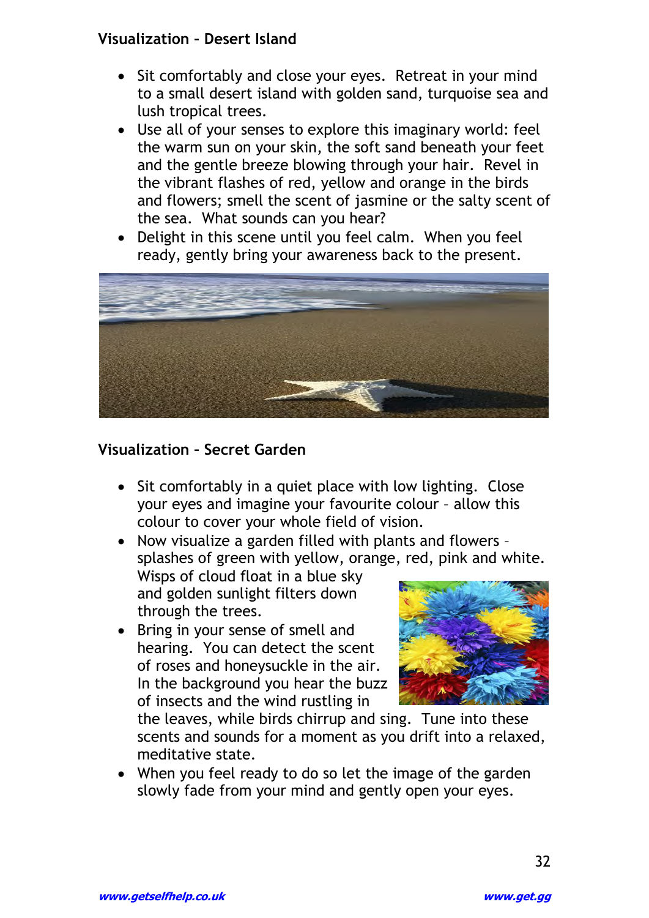### Visualization – Desert Island

- Sit comfortably and close your eyes. Retreat in your mind to a small desert island with golden sand, turquoise sea and lush tropical trees.
- Use all of your senses to explore this imaginary world: feel the warm sun on your skin, the soft sand beneath your feet and the gentle breeze blowing through your hair. Revel in the vibrant flashes of red, yellow and orange in the birds and flowers; smell the scent of jasmine or the salty scent of the sea. What sounds can you hear?
- Delight in this scene until you feel calm. When you feel ready, gently bring your awareness back to the present.

### Visualization – Secret Garden

- Sit comfortably in a quiet place with low lighting. Close your eyes and imagine your favourite colour – allow this colour to cover your whole field of vision.
- Now visualize a garden filled with plants and flowers – splashes of green with yellow, orange, red, pink and white. Wisps of cloud float in a blue sky and golden sunlight filters down through the trees.
- Bring in your sense of smell and hearing. You can detect the scent of roses and honeysuckle in the air. In the background you hear the buzz of insects and the wind rustling in the leaves, while birds chirrup and sing. Tune into these scents and sounds for a moment as you drift into a relaxed, meditative state.
- When you feel ready to do so let the image of the garden slowly fade from your mind and gently open your eyes.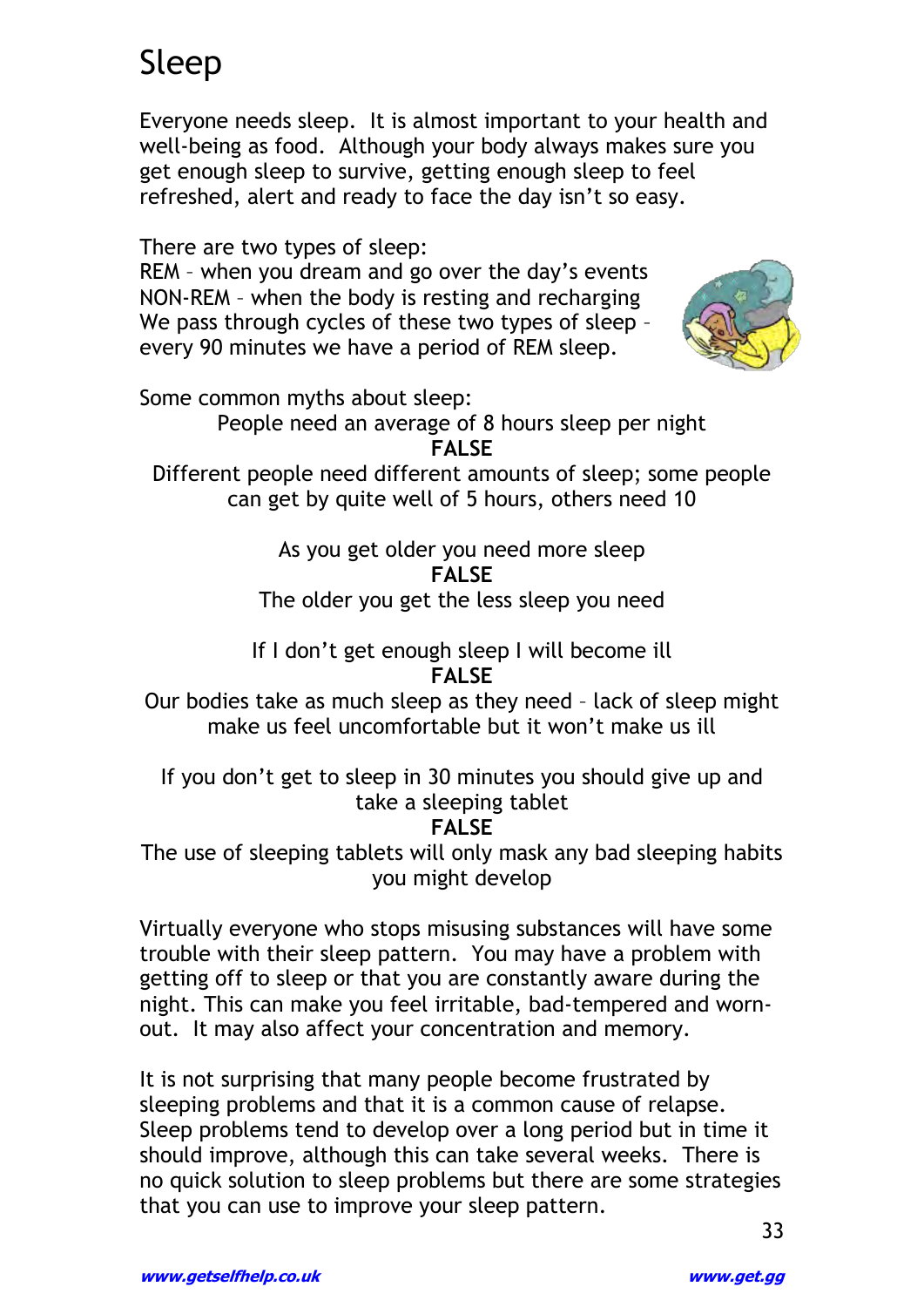# Sleep

Everyone needs sleep. It is almost important to your health and well-being as food. Although your body always makes sure you get enough sleep to survive, getting enough sleep to feel refreshed, alert and ready to face the day isn't so easy.

There are two types of sleep:
REM – when you dream and go over the day's events
NON-REM – when the body is resting and recharging
We pass through cycles of these two types of sleep – every 90 minutes we have a period of REM sleep.

Some common myths about sleep:

People need an average of 8 hours sleep per night
**FALSE**
Different people need different amounts of sleep; some people can get by quite well of 5 hours, others need 10

As you get older you need more sleep
**FALSE**
The older you get the less sleep you need

If I don't get enough sleep I will become ill
**FALSE**
Our bodies take as much sleep as they need – lack of sleep might make us feel uncomfortable but it won't make us ill

If you don't get to sleep in 30 minutes you should give up and take a sleeping tablet
**FALSE**
The use of sleeping tablets will only mask any bad sleeping habits you might develop

Virtually everyone who stops misusing substances will have some trouble with their sleep pattern. You may have a problem with getting off to sleep or that you are constantly aware during the night. This can make you feel irritable, bad-tempered and worn-out. It may also affect your concentration and memory.

It is not surprising that many people become frustrated by sleeping problems and that it is a common cause of relapse. Sleep problems tend to develop over a long period but in time it should improve, although this can take several weeks. There is no quick solution to sleep problems but there are some strategies that you can use to improve your sleep pattern.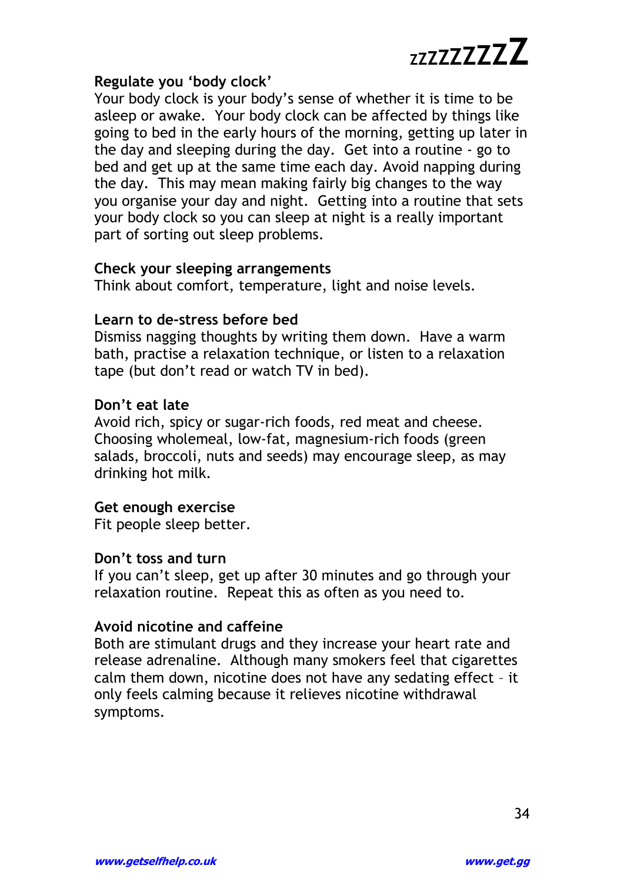zzzzzzzZ

**Regulate you 'body clock'**
Your body clock is your body's sense of whether it is time to be asleep or awake. Your body clock can be affected by things like going to bed in the early hours of the morning, getting up later in the day and sleeping during the day. Get into a routine - go to bed and get up at the same time each day. Avoid napping during the day. This may mean making fairly big changes to the way you organise your day and night. Getting into a routine that sets your body clock so you can sleep at night is a really important part of sorting out sleep problems.

**Check your sleeping arrangements**
Think about comfort, temperature, light and noise levels.

**Learn to de-stress before bed**
Dismiss nagging thoughts by writing them down. Have a warm bath, practise a relaxation technique, or listen to a relaxation tape (but don't read or watch TV in bed).

**Don't eat late**
Avoid rich, spicy or sugar-rich foods, red meat and cheese. Choosing wholemeal, low-fat, magnesium-rich foods (green salads, broccoli, nuts and seeds) may encourage sleep, as may drinking hot milk.

**Get enough exercise**
Fit people sleep better.

**Don't toss and turn**
If you can't sleep, get up after 30 minutes and go through your relaxation routine. Repeat this as often as you need to.

**Avoid nicotine and caffeine**
Both are stimulant drugs and they increase your heart rate and release adrenaline. Although many smokers feel that cigarettes calm them down, nicotine does not have any sedating effect – it only feels calming because it relieves nicotine withdrawal symptoms.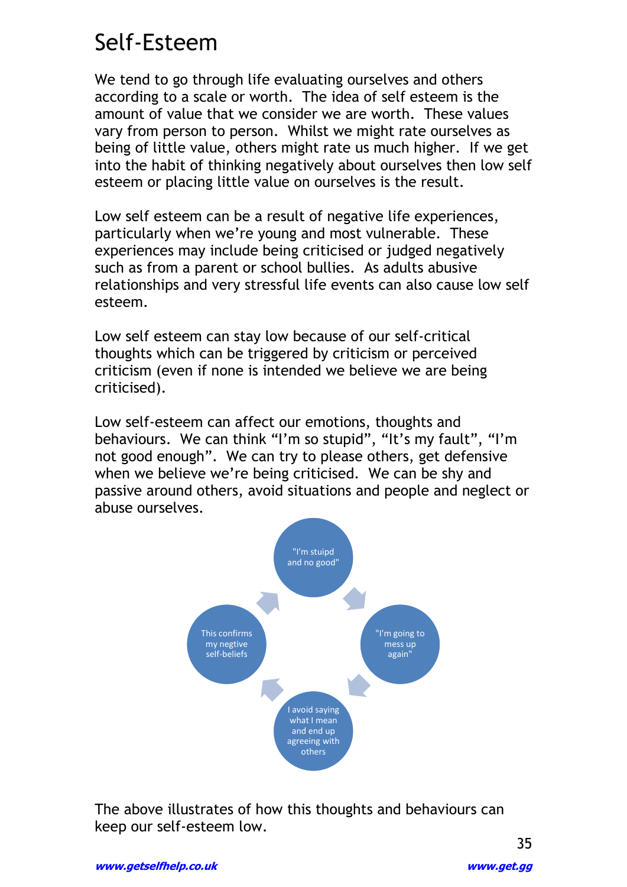# Self-Esteem

We tend to go through life evaluating ourselves and others according to a scale or worth. The idea of self esteem is the amount of value that we consider we are worth. These values vary from person to person. Whilst we might rate ourselves as being of little value, others might rate us much higher. If we get into the habit of thinking negatively about ourselves then low self esteem or placing little value on ourselves is the result.

Low self esteem can be a result of negative life experiences, particularly when we're young and most vulnerable. These experiences may include being criticised or judged negatively such as from a parent or school bullies. As adults abusive relationships and very stressful life events can also cause low self esteem.

Low self esteem can stay low because of our self-critical thoughts which can be triggered by criticism or perceived criticism (even if none is intended we believe we are being criticised).

Low self-esteem can affect our emotions, thoughts and behaviours. We can think "I'm so stupid", "It's my fault", "I'm not good enough". We can try to please others, get defensive when we believe we're being criticised. We can be shy and passive around others, avoid situations and people and neglect or abuse ourselves.

"I'm stuipd and no good" → "I'm going to mess up again" → I avoid saying what I mean and end up agreeing with others → This confirms my negtive self-beliefs → (back to "I'm stuipd and no good")

The above illustrates of how this thoughts and behaviours can keep our self-esteem low.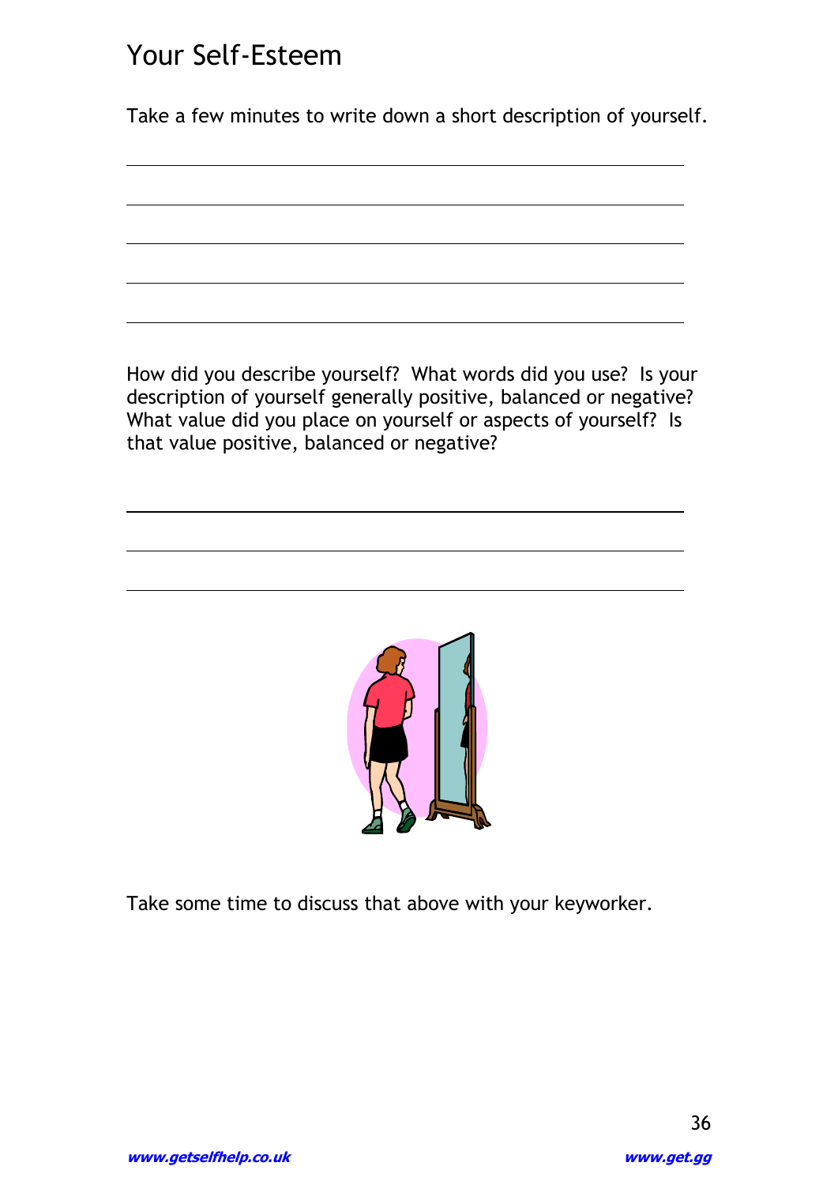# Your Self-Esteem

Take a few minutes to write down a short description of yourself.

How did you describe yourself? What words did you use? Is your description of yourself generally positive, balanced or negative? What value did you place on yourself or aspects of yourself? Is that value positive, balanced or negative?

Take some time to discuss that above with your keyworker.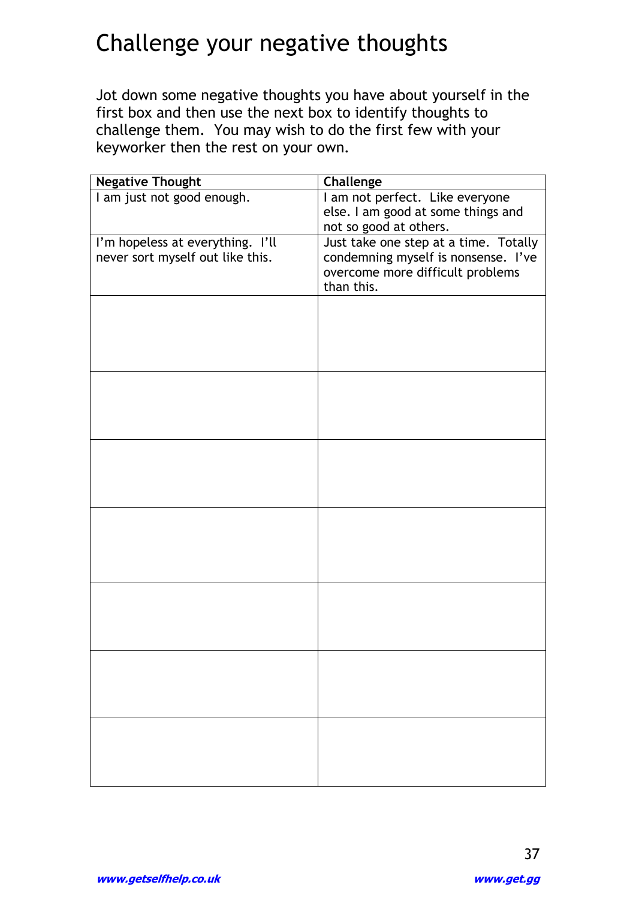# Challenge your negative thoughts

Jot down some negative thoughts you have about yourself in the first box and then use the next box to identify thoughts to challenge them. You may wish to do the first few with your keyworker then the rest on your own.

| Negative Thought | Challenge |
|---|---|
| I am just not good enough. | I am not perfect. Like everyone else. I am good at some things and not so good at others. |
| I'm hopeless at everything. I'll never sort myself out like this. | Just take one step at a time. Totally condemning myself is nonsense. I've overcome more difficult problems than this. |
| | |
| | |
| | |
| | |
| | |
| | |
| | |

www.getselfhelp.co.uk www.get.gg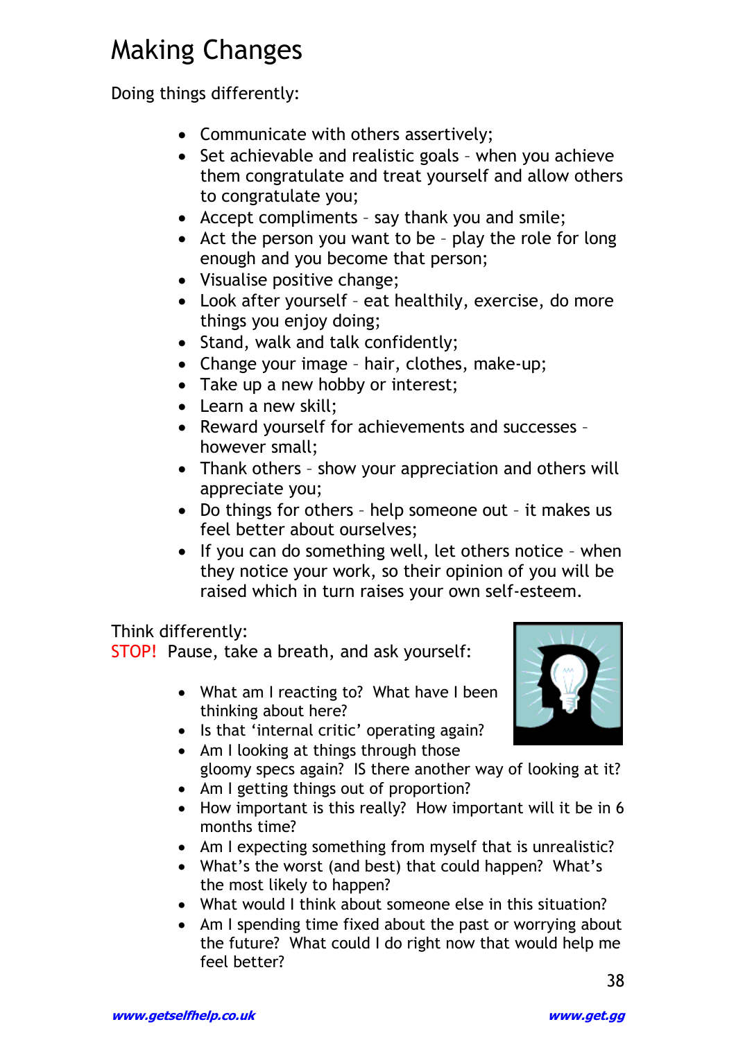# Making Changes

Doing things differently:

- Communicate with others assertively;
- Set achievable and realistic goals – when you achieve them congratulate and treat yourself and allow others to congratulate you;
- Accept compliments – say thank you and smile;
- Act the person you want to be – play the role for long enough and you become that person;
- Visualise positive change;
- Look after yourself – eat healthily, exercise, do more things you enjoy doing;
- Stand, walk and talk confidently;
- Change your image – hair, clothes, make-up;
- Take up a new hobby or interest;
- Learn a new skill;
- Reward yourself for achievements and successes – however small;
- Thank others – show your appreciation and others will appreciate you;
- Do things for others – help someone out – it makes us feel better about ourselves;
- If you can do something well, let others notice – when they notice your work, so their opinion of you will be raised which in turn raises your own self-esteem.

Think differently:

STOP! Pause, take a breath, and ask yourself:

- What am I reacting to? What have I been thinking about here?
- Is that 'internal critic' operating again?
- Am I looking at things through those gloomy specs again? IS there another way of looking at it?
- Am I getting things out of proportion?
- How important is this really? How important will it be in 6 months time?
- Am I expecting something from myself that is unrealistic?
- What's the worst (and best) that could happen? What's the most likely to happen?
- What would I think about someone else in this situation?
- Am I spending time fixed about the past or worrying about the future? What could I do right now that would help me feel better?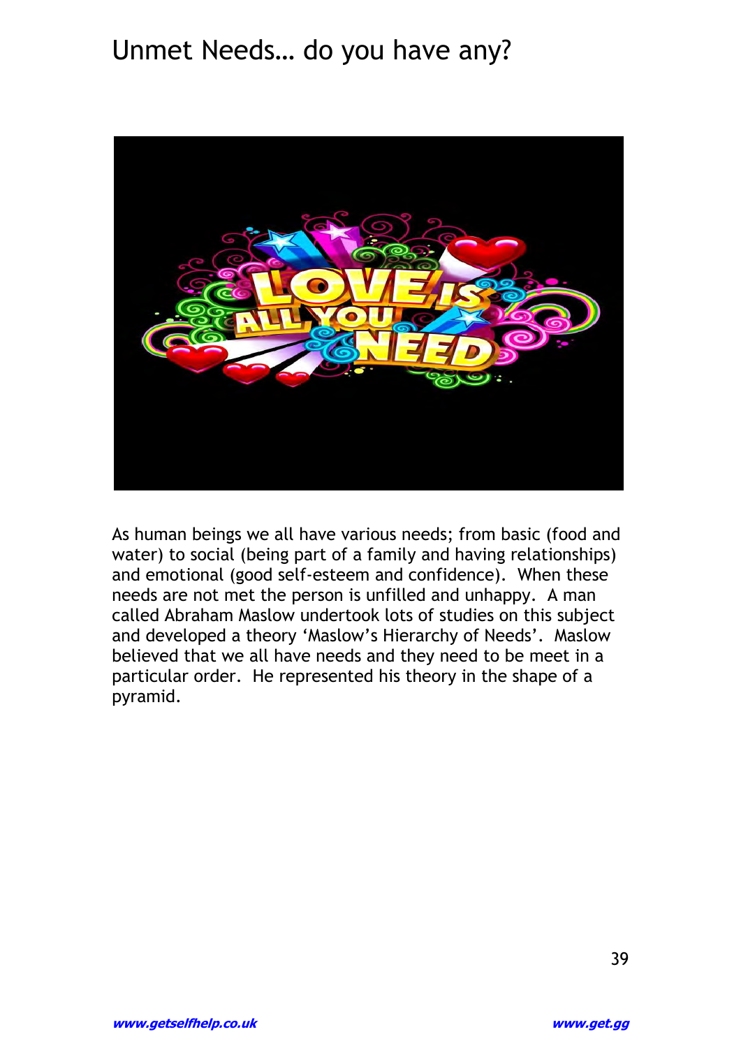# Unmet Needs… do you have any?

As human beings we all have various needs; from basic (food and water) to social (being part of a family and having relationships) and emotional (good self-esteem and confidence). When these needs are not met the person is unfilled and unhappy. A man called Abraham Maslow undertook lots of studies on this subject and developed a theory 'Maslow's Hierarchy of Needs'. Maslow believed that we all have needs and they need to be meet in a particular order. He represented his theory in the shape of a pyramid.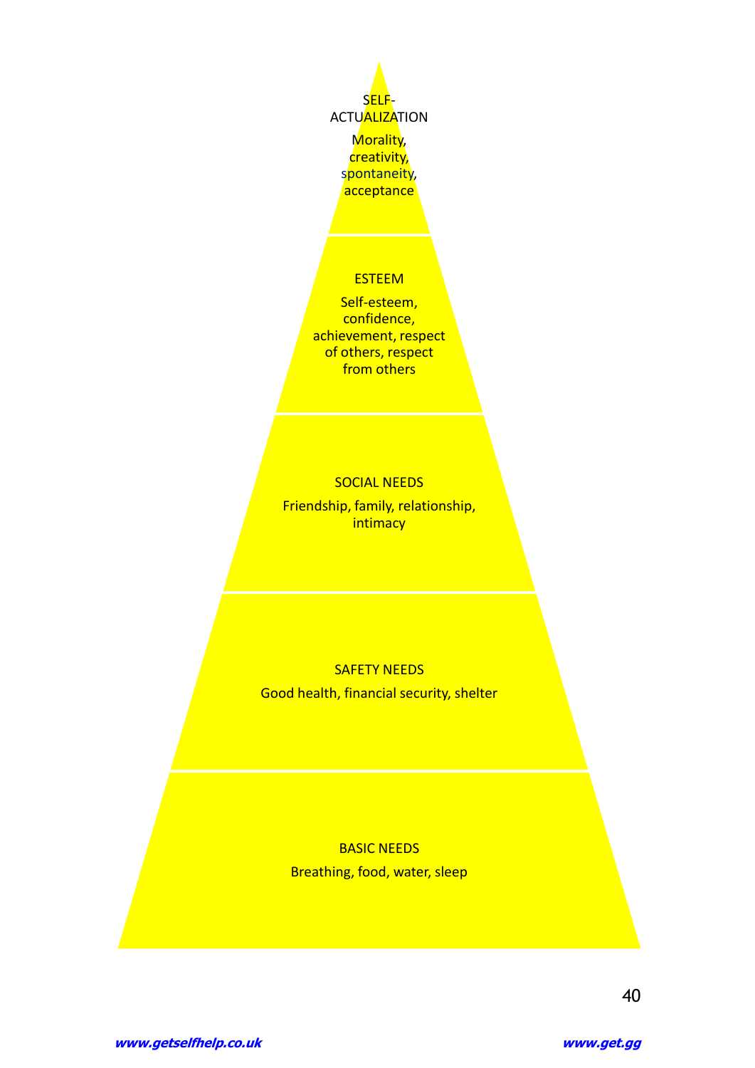**SELF-ACTUALIZATION**

Morality, creativity, spontaneity, acceptance

**ESTEEM**

Self-esteem, confidence, achievement, respect of others, respect from others

**SOCIAL NEEDS**

Friendship, family, relationship, intimacy

**SAFETY NEEDS**

Good health, financial security, shelter

**BASIC NEEDS**

Breathing, food, water, sleep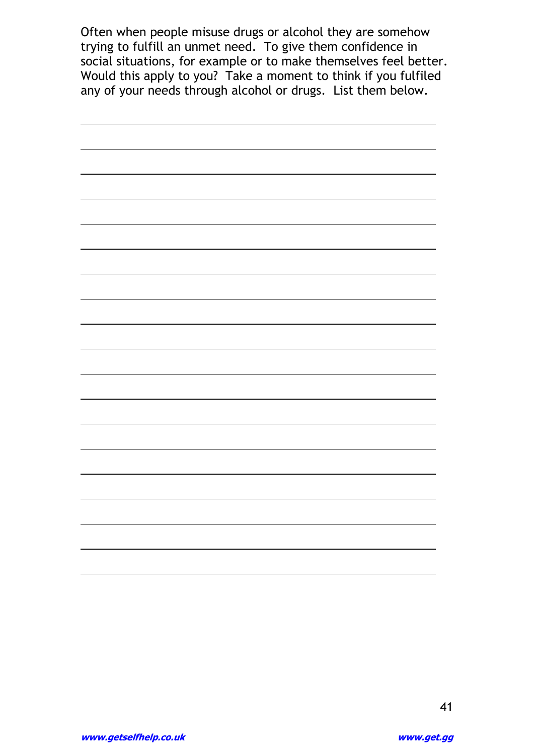Often when people misuse drugs or alcohol they are somehow trying to fulfill an unmet need. To give them confidence in social situations, for example or to make themselves feel better. Would this apply to you? Take a moment to think if you fulfiled any of your needs through alcohol or drugs. List them below.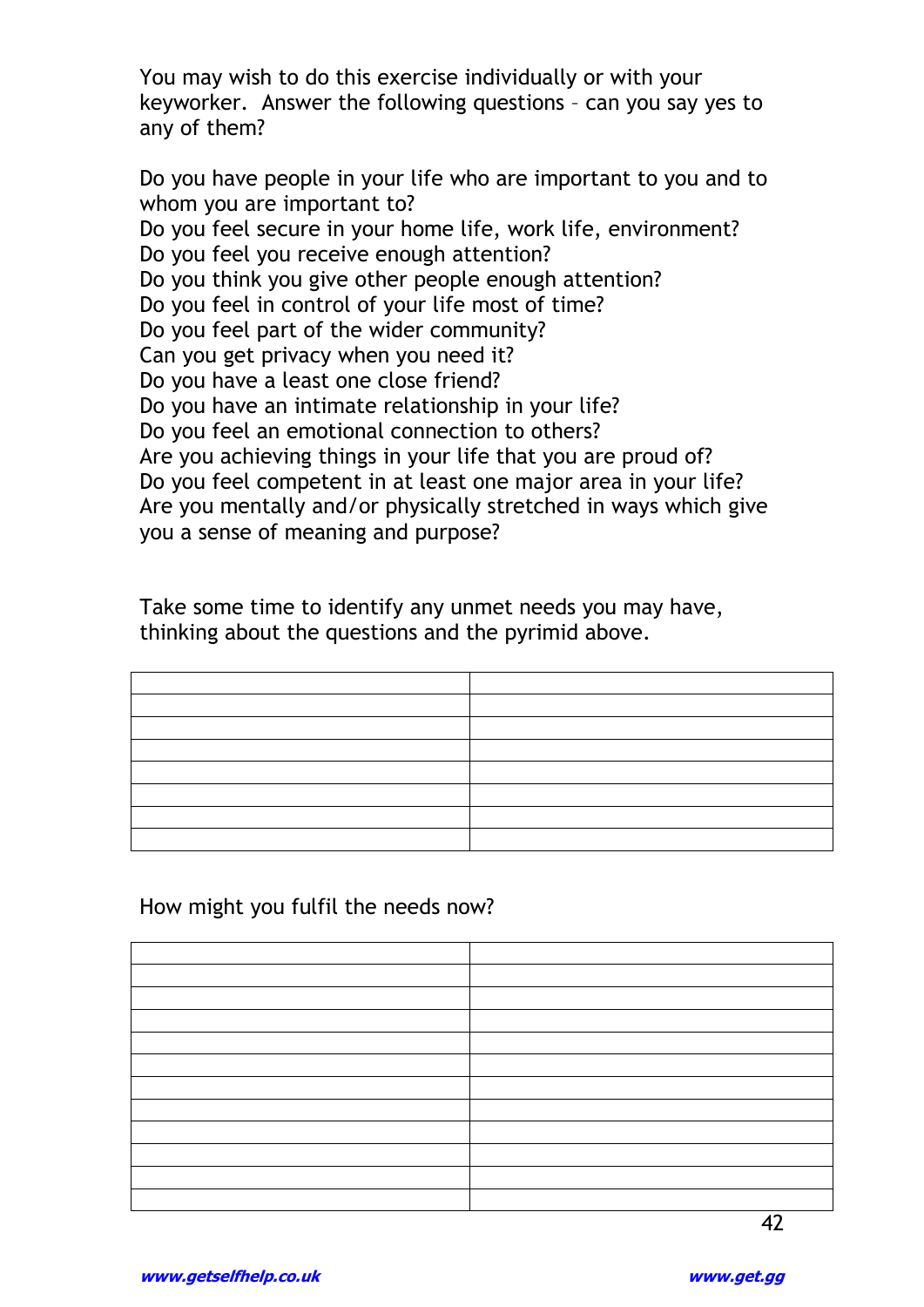You may wish to do this exercise individually or with your keyworker. Answer the following questions – can you say yes to any of them?

Do you have people in your life who are important to you and to whom you are important to?
Do you feel secure in your home life, work life, environment?
Do you feel you receive enough attention?
Do you think you give other people enough attention?
Do you feel in control of your life most of time?
Do you feel part of the wider community?
Can you get privacy when you need it?
Do you have a least one close friend?
Do you have an intimate relationship in your life?
Do you feel an emotional connection to others?
Are you achieving things in your life that you are proud of?
Do you feel competent in at least one major area in your life?
Are you mentally and/or physically stretched in ways which give you a sense of meaning and purpose?

Take some time to identify any unmet needs you may have, thinking about the questions and the pyrimid above.

| | |
|---|---|
| | |
| | |
| | |
| | |
| | |
| | |
| | |

How might you fulfil the needs now?

| | |
|---|---|
| | |
| | |
| | |
| | |
| | |
| | |
| | |
| | |
| | |
| | |
| | |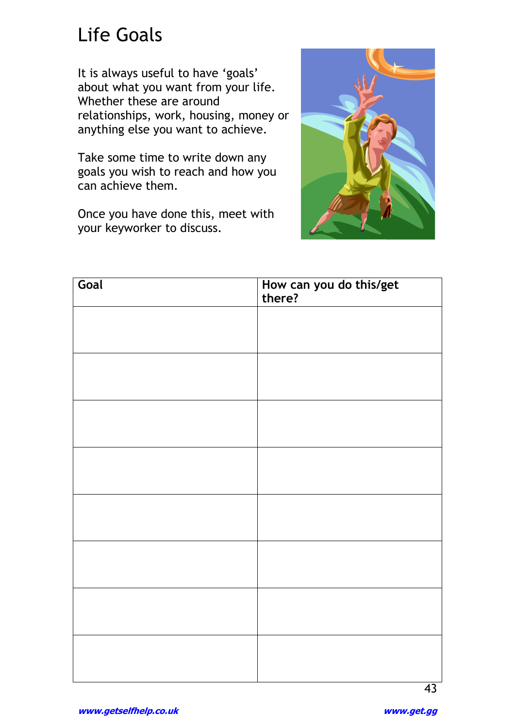# Life Goals

It is always useful to have 'goals' about what you want from your life. Whether these are around relationships, work, housing, money or anything else you want to achieve.

Take some time to write down any goals you wish to reach and how you can achieve them.

Once you have done this, meet with your keyworker to discuss.

| Goal | How can you do this/get there? |
| --- | --- |
| | |
| | |
| | |
| | |
| | |
| | |
| | |
| | |

***www.getselfhelp.co.uk*** ***www.get.gg***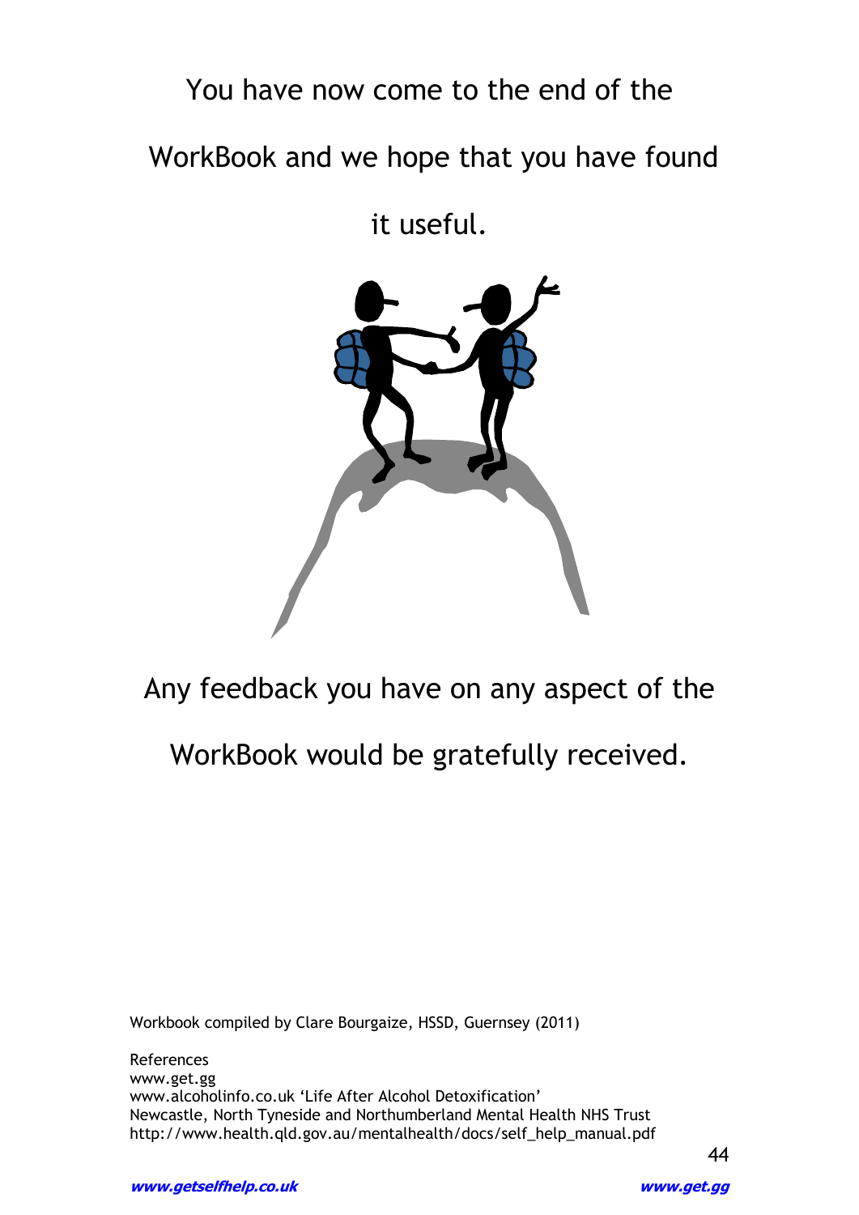You have now come to the end of the WorkBook and we hope that you have found it useful.

Any feedback you have on any aspect of the WorkBook would be gratefully received.

Workbook compiled by Clare Bourgaize, HSSD, Guernsey (2011)

References
www.get.gg
www.alcoholinfo.co.uk 'Life After Alcohol Detoxification'
Newcastle, North Tyneside and Northumberland Mental Health NHS Trust
http://www.health.qld.gov.au/mentalhealth/docs/self_help_manual.pdf